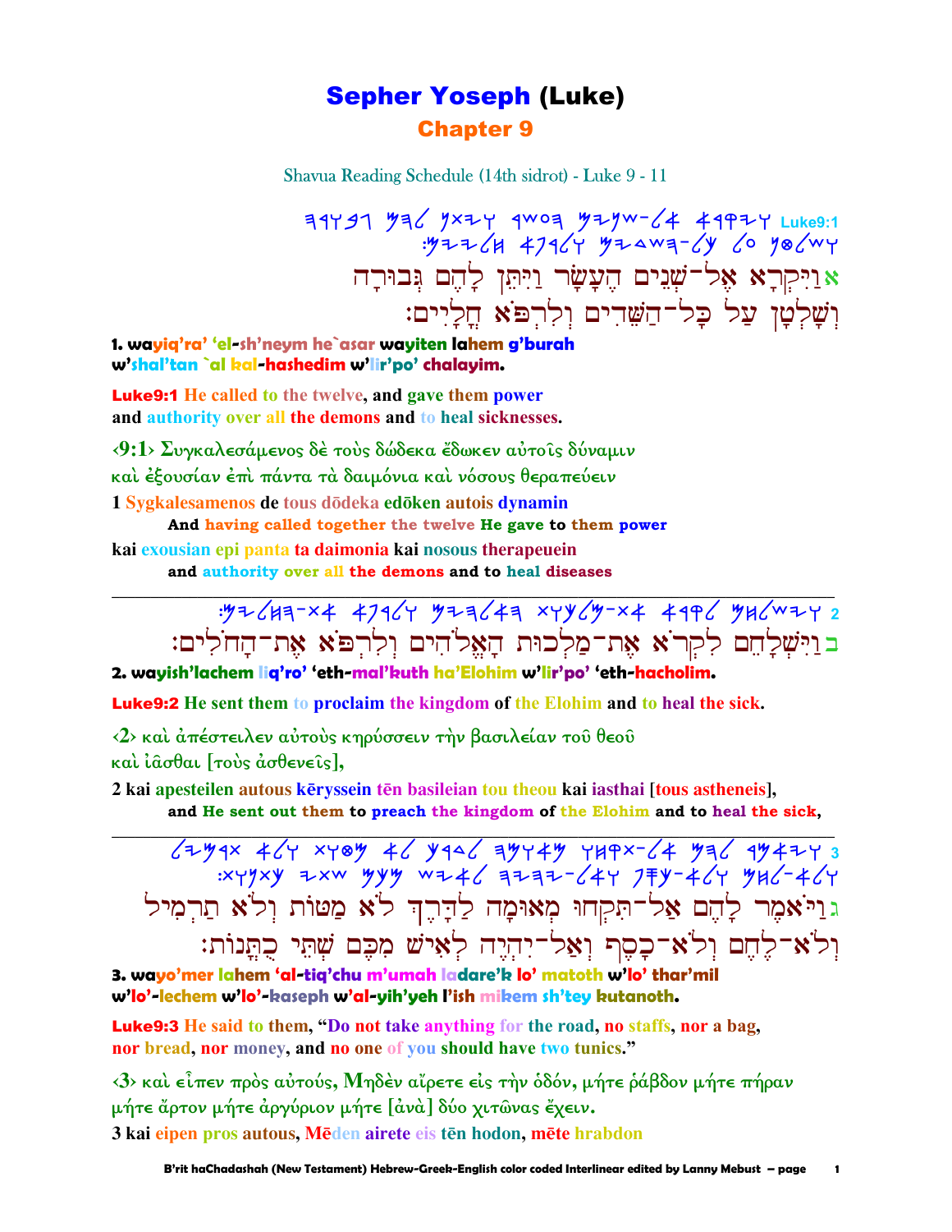# Sepher Yoseph (Luke)

## Chapter 9

Shavua Reading Schedule (14th sidrot) - Luke 9 - 11

ויקרא אל־שנים העשר ויתן להם גבורה ושלטן על כל־השדים ולרפא חליים: Luke9:1

אוַיִּקְרָא אֶל־שְׁנֵים הֶעָשָׂר וַיִּתֵּן לָהֶם גְּבוּרָה וְשָׁלְטָן עַל כָּל־הַשֵּׁדִים וְלִרְפֹּא חֳלָיִים׃

**1. wayiq'ra' 'el-sh'neym he`asar wayiten lahem g'burah w'shal'tan `al kal-hashedim w'lir'po' chalayim.**

**Luke9:1** He called to the twelve, and gave them power and authority over all the demons and to heal sicknesses.

‹9:1› Συγκαλεσάμενος δὲ τοὺς δώδεκα ἔδωκεν αὐτοῖς δύναμιν καὶ ἐξουσίαν ἐπὶ πάντα τὰ δαιμόνια καὶ νόσους θεραπεύειν

1 Sygkalesamenos de tous dōdeka edōken autois dynamin

**And having called together the twelve He gave to them power**

kai exousian epi panta ta daimonia kai nosous therapeuein

**and authority over all the demons and to heal diseases**

---

וישלחם לקרא את־מלכות האלהים ולרפא את־החלים: 2

בוַיִּשְׁלָחֵם לִקְרֹא אֶת־מַלְכוּת הָאֱלֹהִים וְלִרְפֹּא אֶת־הַחֹלִים׃

**2. wayish'lachem liq'ro' 'eth-mal'kuth ha'Elohim w'lir'po' 'eth-hacholim.**

**Luke9:2** He sent them to proclaim the kingdom of the Elohim and to heal the sick.

‹2› καὶ ἀπέστειλεν αὐτοὺς κηρύσσειν τὴν βασιλείαν τοῦ θεοῦ καὶ ἰᾶσθαι [τοὺς ἀσθενεῖς],

2 kai apesteilen autous kēryssein tēn basileian tou theou kai iasthai [tous astheneis],

**and He sent out them to preach the kingdom of the Elohim and to heal the sick,**

---

ויאמר להם אל־תקחו מאומה לדרך לא מטות ולא תרמיל ולא־לחם ולא־כסף ואל־יהיה לאיש מכם שתי כתנות: 3

גוַיֹּאמֶר לָהֶם אַל־תִּקְחוּ מְאוּמָה לַדֶּרֶךְ לֹא מַטּוֹת וְלֹא תַרְמִיל וְלֹא־לֶחֶם וְלֹא־כֶסֶף וְאַל־יִהְיֶה לְאִישׁ מִכֶּם שְׁתֵּי כֻתֳּנוֹת׃

**3. wayo'mer lahem 'al-tiq'chu m'umah ladare'k lo' matoth w'lo' thar'mil w'lo'-lechem w'lo'-kaseph w'al-yih'yeh l'ish mikem sh'tey kutanoth.**

**Luke9:3** He said to them, "Do not take anything for the road, no staffs, nor a bag, nor bread, nor money, and no one of you should have two tunics."

‹3› καὶ εἶπεν πρὸς αὐτούς, Μηδὲν αἴρετε εἰς τὴν ὁδόν, μήτε ῥάβδον μήτε πήραν μήτε ἄρτον μήτε ἀργύριον μήτε [ἀνὰ] δύο χιτῶνας ἔχειν.

3 kai eipen pros autous, Mēden airete eis tēn hodon, mēte hrabdon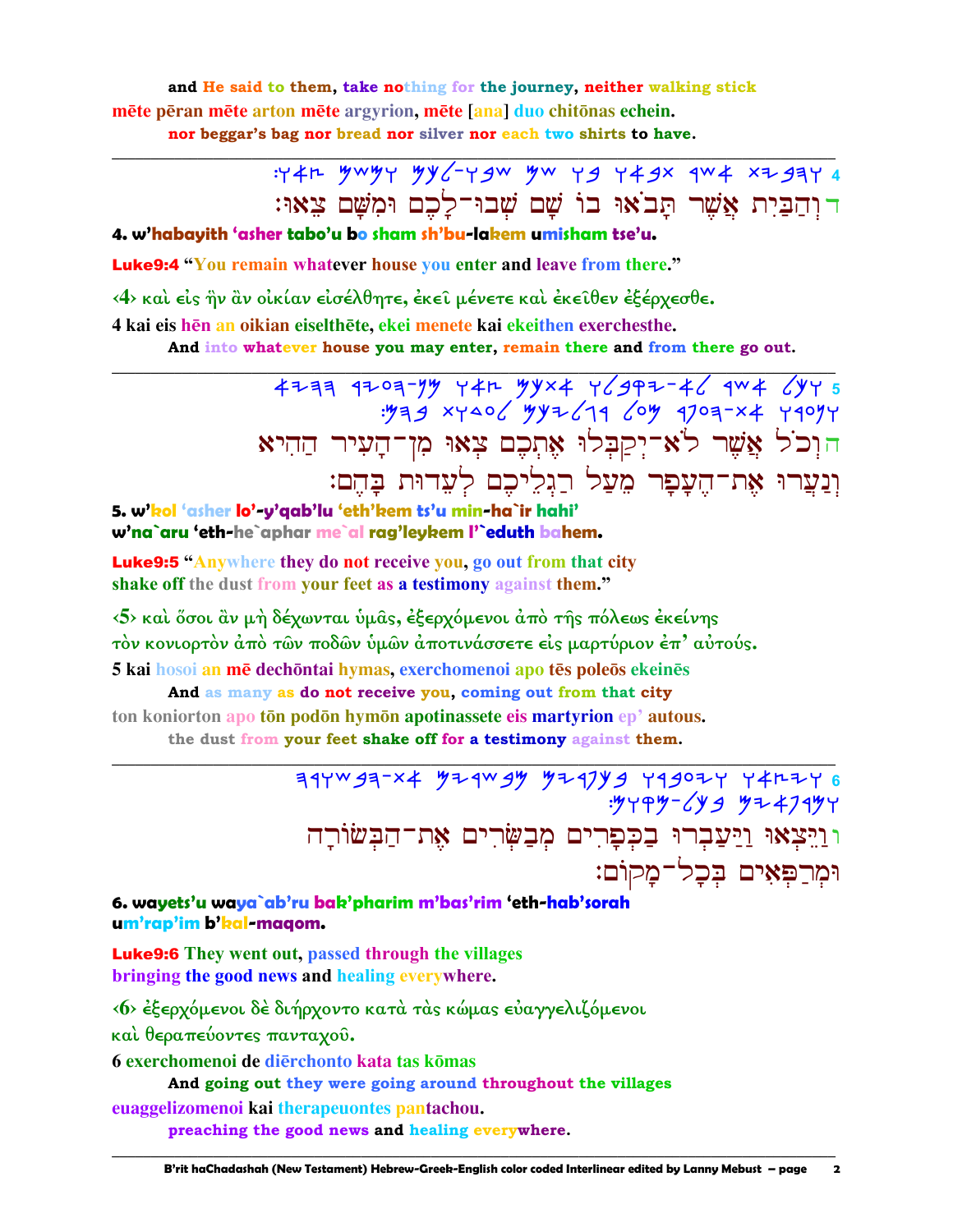and He said to them, take nothing for the journey, neither walking stick
mēte pēran mēte arton mēte argyrion, mēte [ana] duo chitōnas echein.
nor beggar's bag nor bread nor silver nor each two shirts to have.

---

4 ד וְהַבַּיִת אֲשֶׁר תָּבֹאוּ בוֹ שָׁם שְׁבוּ־לָכֶם וּמִשָּׁם צֵאוּ׃

**4. w'habayith 'asher tabo'u bo sham sh'bu-lakem umisham tse'u.**

**Luke9:4** "You remain whatever house you enter and leave from there."

‹4› καὶ εἰς ἣν ἂν οἰκίαν εἰσέλθητε, ἐκεῖ μένετε καὶ ἐκεῖθεν ἐξέρχεσθε.

4 kai eis hēn an oikian eiselthēte, ekei menete kai ekeithen exerchesthe.
And into whatever house you may enter, remain there and from there go out.

---

5 ה וְכֹל אֲשֶׁר לֹא־יְקַבְּלוּ אֶתְכֶם צְאוּ מִן־הָעִיר הַהִיא
וְנַעֲרוּ אֶת־הֶעָפָר מֵעַל רַגְלֵיכֶם לְעֵדוּת בָּהֶם׃

**5. w'kol 'asher lo'-y'qab'lu 'eth'kem ts'u min-ha`ir hahi'**
**w'na`aru 'eth-he`aphar me`al rag'leykem l'`eduth bahem.**

**Luke9:5** "Anywhere they do not receive you, go out from that city
shake off the dust from your feet as a testimony against them."

‹5› καὶ ὅσοι ἂν μὴ δέχωνται ὑμᾶς, ἐξερχόμενοι ἀπὸ τῆς πόλεως ἐκείνης
τὸν κονιορτὸν ἀπὸ τῶν ποδῶν ὑμῶν ἀποτινάσσετε εἰς μαρτύριον ἐπ' αὐτούς.

5 kai hosoi an mē dechōntai hymas, exerchomenoi apo tēs poleōs ekeinēs
And as many as do not receive you, coming out from that city
ton koniorton apo tōn podōn hymōn apotinassete eis martyrion ep' autous.
the dust from your feet shake off for a testimony against them.

---

6 ו וַיֵּצְאוּ וַיַּעַבְרוּ בַּכְּפָרִים מְבַשְּׂרִים אֶת־הַבְּשׂוֹרָה
וּמְרַפְּאִים בְּכָל־מָקוֹם׃

**6. wayets'u waya`ab'ru bak'pharim m'bas'rim 'eth-hab'sorah**
**um'rap'im b'kal-maqom.**

**Luke9:6** They went out, passed through the villages
bringing the good news and healing everywhere.

‹6› ἐξερχόμενοι δὲ διήρχοντο κατὰ τὰς κώμας εὐαγγελιζόμενοι
καὶ θεραπεύοντες πανταχοῦ.

6 exerchomenoi de diērchonto kata tas kōmas
And going out they were going around throughout the villages
euaggelizomenoi kai therapeuontes pantachou.
preaching the good news and healing everywhere.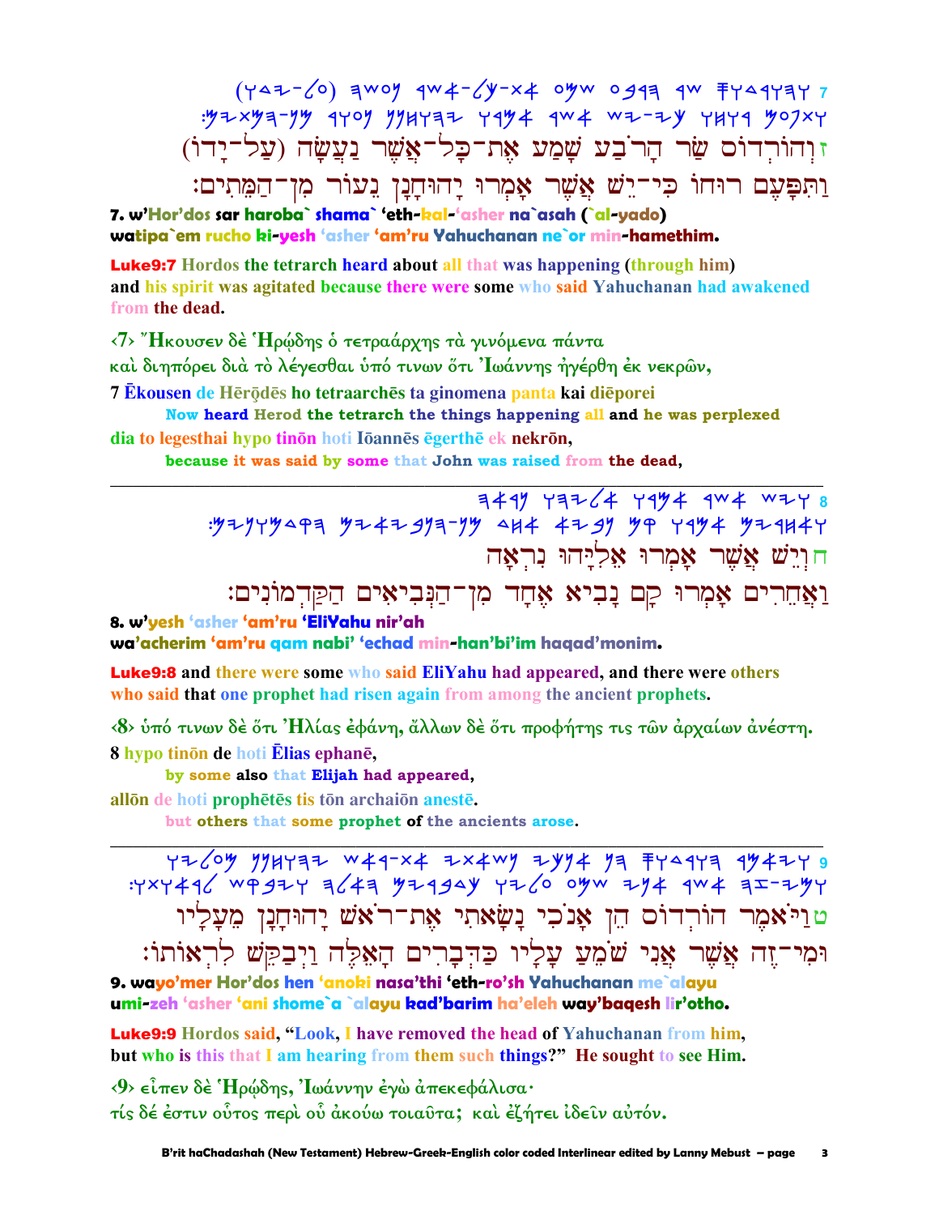7 (ʏᴧᴢ-ᒪo) ᴲwoᴽ ᑫw⊀-ᒪᴽ-×⊀ oᴽw o૭ᑫᴲ ᑫw ᖵᴦᴧᑫᴦᴲᴦ
:ᴽᴢ×ᴽᴲ-ᴽᴽ ᑫᴦoᴽ ᴽᴽHᴦᴲᴢ ᴦᑫᴽ⊀ ᑫw⊀ wᴢ-ᴢᴽ ᴦHᴦᑫ ᴽoᒧ×ᴦ

ז וְהוֹרְדוֹס שַׂר הָרֹבַע שָׁמַע אֶת־כָּל־אֲשֶׁר נַעֲשָׂה (עַל־יָדוֹ)
וַתִּפָּעֶם רוּחוֹ כִּי־יֵשׁ אֲשֶׁר אָמְרוּ יָהוּחָנָן נֵעוֹר מִן־הַמֵּתִים׃

**7. w'Hor'dos sar haroba` shama` 'eth-kal-'asher na`asah (`al-yado)**
**watipa`em rucho ki-yesh 'asher 'am'ru Yahuchanan ne`or min-hamethim.**

**Luke9:7** Hordos the tetrarch heard about all that was happening (through him) and his spirit was agitated because there were some who said Yahuchanan had awakened from the dead.

‹7› Ἤκουσεν δὲ Ἡρῴδης ὁ τετραάρχης τὰ γινόμενα πάντα
καὶ διηπόρει διὰ τὸ λέγεσθαι ὑπό τινων ὅτι Ἰωάννης ἠγέρθη ἐκ νεκρῶν,

7 Ēkousen de Hērōdēs ho tetraarchēs ta ginomena panta kai diēporei
**Now heard Herod the tetrarch the things happening all and he was perplexed**
dia to legesthai hypo tinōn hoti Iōannēs ēgerthē ek nekrōn,
**because it was said by some that John was raised from the dead,**

---

8 ᴲ⊀ᑫᴽ ᴦᴲᴢᒪ⊀ ᴦᑫᴽ⊀ ᑫw⊀ wᴢᴦ
:ᴽᴢᴽᴦᴽᴧᑫᴲ ᴽᴢ⊀ᴢ૭ᴽᴲ-ᴽᴽ ᴧH⊀ ⊀ᴢ૭ᴽ ᴽᑫ ᴦᑫᴽ⊀ ᴽᴢᑫH⊀ᴦ

ח וְיֵשׁ אֲשֶׁר אָמְרוּ אֵלִיָּהוּ נִרְאָה
וַאֲחֵרִים אָמְרוּ קָם נָבִיא אֶחָד מִן־הַנְּבִיאִים הַקַּדְמוֹנִים׃

**8. w'yesh 'asher 'am'ru 'EliYahu nir'ah**
**wa'acherim 'am'ru qam nabi' 'echad min-han'bi'im haqad'monim.**

**Luke9:8** and there were some who said EliYahu had appeared, and there were others who said that one prophet had risen again from among the ancient prophets.

‹8› ὑπό τινων δὲ ὅτι Ἠλίας ἐφάνη, ἄλλων δὲ ὅτι προφήτης τις τῶν ἀρχαίων ἀνέστη.

8 hypo tinōn de hoti Ēlias ephanē,
**by some also that Elijah had appeared,**
allōn de hoti prophētēs tis tōn archaiōn anestē.
**but others that some prophet of the ancients arose.**

---

9 ᴦᴢᒪoᴽ ᴽᴽHᴦᴲᴢ w⊀ᑫ-×⊀ ᴢ×⊀wᴽ ᴢᴽᴽ⊀ ᴽᴲ ᖵᴦᴧᑫᴦᴲ ᑫᴽ⊀ᴢᴦ
:ᴦ×ᴦ⊀ᑫᒪ wᑫ૭ᴢᴦ ᴲᒪ⊀ᴲ ᴽᴢᑫ૭ᴧᴽ ᴦᴢᒪo oᴽw ᴢᴽ⊀ ᑫw⊀ ᴲᴢ-ᴢᴽᴦ

ט וַיֹּאמֶר הוֹרְדוֹס הֵן אָנֹכִי נָשָׂאתִי אֶת־רֹאשׁ יָהוּחָנָן מֵעָלָיו
וּמִי־זֶה אֲשֶׁר אֲנִי שֹׁמֵעַ עָלָיו כַּדְּבָרִים הָאֵלֶּה וַיְבַקֵּשׁ לִרְאוֹתוֹ׃

**9. wayo'mer Hor'dos hen 'anoki nasa'thi 'eth-ro'sh Yahuchanan me`alayu**
**umi-zeh 'asher 'ani shome`a `alayu kad'barim ha'eleh way'baqesh lir'otho.**

**Luke9:9** Hordos said, "Look, I have removed the head of Yahuchanan from him, but who is this that I am hearing from them such things?" He sought to see Him.

‹9› εἶπεν δὲ Ἡρῴδης, Ἰωάννην ἐγὼ ἀπεκεφάλισα·
τίς δέ ἐστιν οὗτος περὶ οὗ ἀκούω τοιαῦτα; καὶ ἐζήτει ἰδεῖν αὐτόν.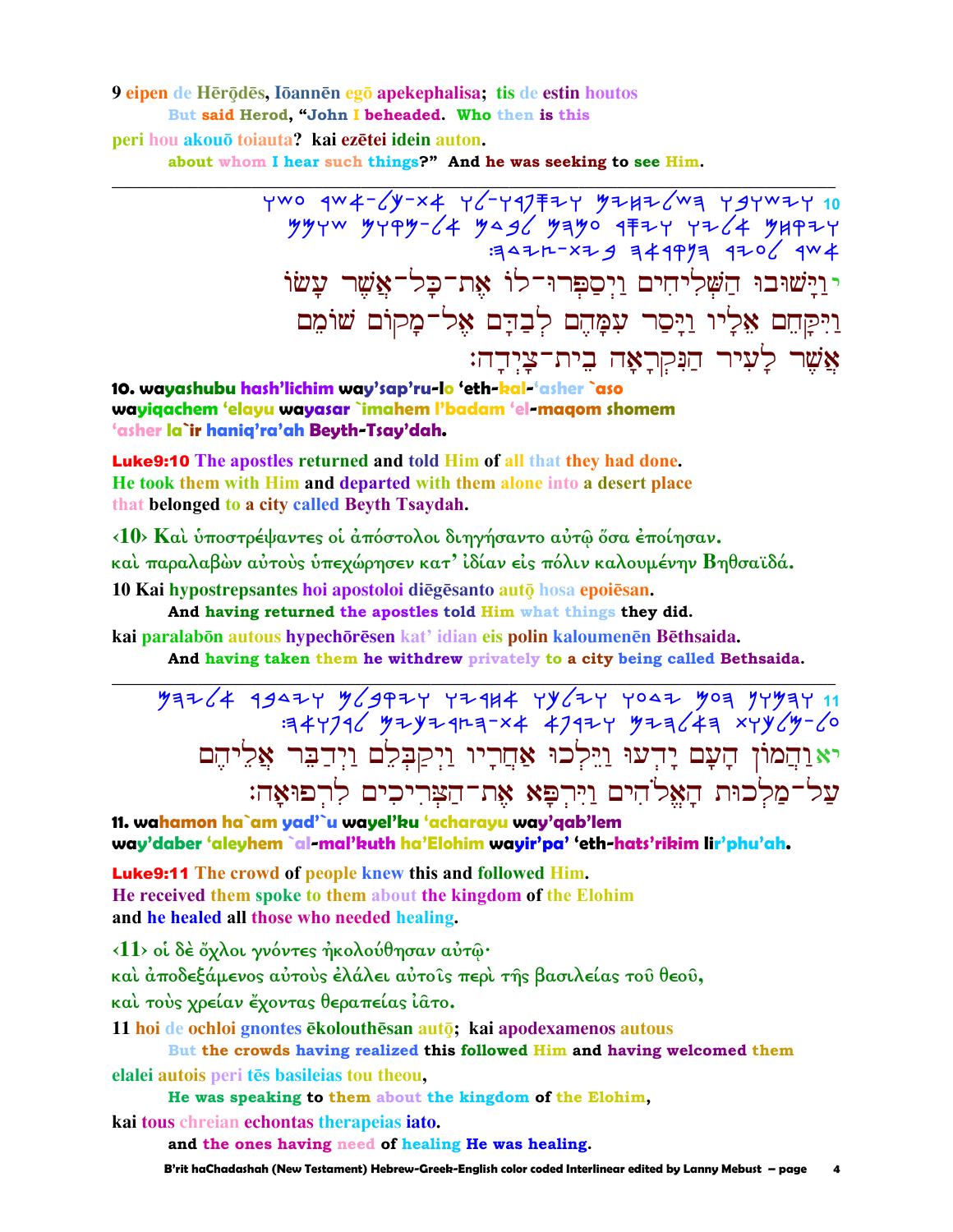9 eipen de Hērōdēs, Iōannēn egō apekephalisa; tis de estin houtos
But said Herod, "John I beheaded. Who then is this
peri hou akouō toiauta? kai ezētei idein auton.
about whom I hear such things?" And he was seeking to see Him.

---

י וַיָּשׁוּבוּ הַשְּׁלִיחִים וַיְסַפְּרוּ־לוֹ אֶת־כָּל־אֲשֶׁר עָשׂוּ וַיִּקָּחֵם אֵלָיו וַיָּסַר עִמָּהֶם לְבַדָּם אֶל־מָקוֹם שׁוֹמֵם אֲשֶׁר לָעִיר הַנִּקְרָאָה בֵּית־צַיְדָה׃

**10. wayashubu hash'lichim way'sap'ru-lo 'eth-kal-'asher `aso wayiqachem 'elayu wayasar `imahem l'badam 'el-maqom shomem 'asher la`ir haniq'ra'ah Beyth-Tsay'dah.**

**Luke9:10** The apostles returned and told Him of all that they had done.
He took them with Him and departed with them alone into a desert place
that belonged to a city called Beyth Tsaydah.

‹10› Καὶ ὑποστρέψαντες οἱ ἀπόστολοι διηγήσαντο αὐτῷ ὅσα ἐποίησαν.
καὶ παραλαβὼν αὐτοὺς ὑπεχώρησεν κατ' ἰδίαν εἰς πόλιν καλουμένην Βηθσαϊδά.

10 Kai hypostrepsantes hoi apostoloi diēgēsanto autō hosa epoiēsan.
And having returned the apostles told Him what things they did.
kai paralabōn autous hypechōrēsen kat' idian eis polin kaloumenēn Bēthsaida.
And having taken them he withdrew privately to a city being called Bethsaida.

---

יא וְהֶהָמוֹן הָעָם יָדְעוּ וַיֵּלְכוּ אַחֲרָיו וַיְקַבְּלֵם וַיְדַבֵּר אֲלֵיהֶם עַל־מַלְכוּת הָאֱלֹהִים וַיִּרְפָּא אֶת־הַצְּרִיכִים לִרְפוּאָה׃

**11. wahamon ha`am yad'`u wayel'ku 'acharayu way'qab'lem way'daber 'aleyhem `al-mal'kuth ha'Elohim wayir'pa' 'eth-hats'rikim lir'phu'ah.**

**Luke9:11** The crowd of people knew this and followed Him.
He received them spoke to them about the kingdom of the Elohim
and he healed all those who needed healing.

‹11› οἱ δὲ ὄχλοι γνόντες ἠκολούθησαν αὐτῷ·
καὶ ἀποδεξάμενος αὐτοὺς ἐλάλει αὐτοῖς περὶ τῆς βασιλείας τοῦ θεοῦ,
καὶ τοὺς χρείαν ἔχοντας θεραπείας ἰᾶτο.

11 hoi de ochloi gnontes ēkolouthēsan autō; kai apodexamenos autous
But the crowds having realized this followed Him and having welcomed them
elalei autois peri tēs basileias tou theou,
He was speaking to them about the kingdom of the Elohim,
kai tous chreian echontas therapeias iato.
and the ones having need of healing He was healing.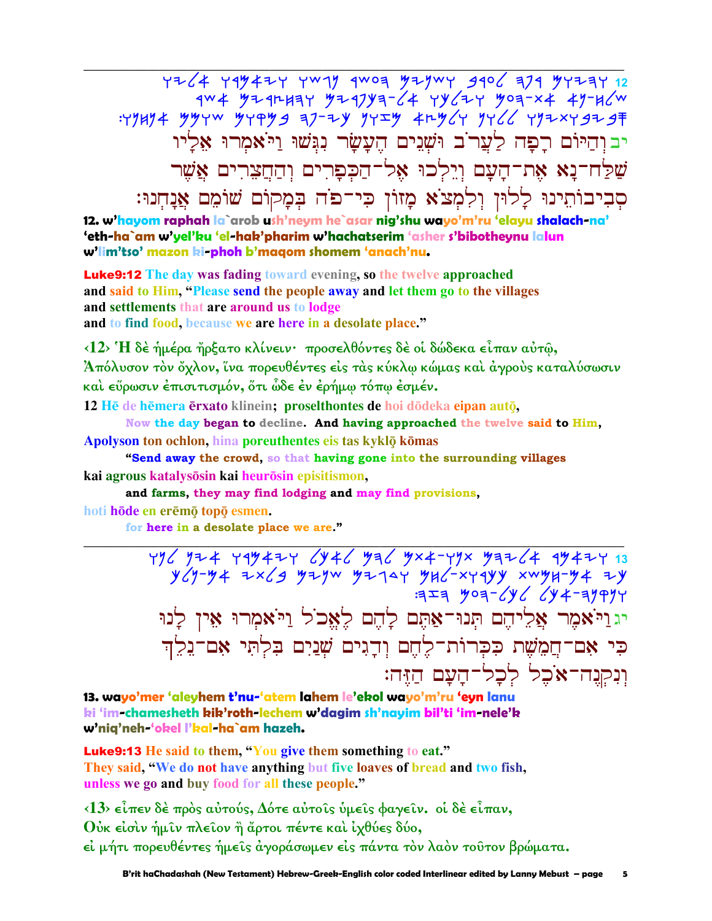יב וְהַיּוֹם רָפָה לַעֲרֹב וּשְׁנֵים הֶעָשָׂר נִגְּשׁוּ וַיֹּאמְרוּ אֵלָיו שַׁלַּח־נָא אֶת־הָעָם וְיֵלְכוּ אֶל־הַכְּפָרִים וְהַחֲצֵרִים אֲשֶׁר סְבִיבוֹתֵינוּ לָלוּן וְלִמְצֹא מָזוֹן כִּי־פֹה בְּמָקוֹם שֹׁמֵם אֲנָחְנוּ׃

**12. w'hayom raphah la`arob ush'neym he`asar nig'shu wayo'm'ru 'elayu shalach-na' 'eth-ha`am w'yel'ku 'el-hak'pharim w'hachatserim 'asher s'bibotheynu lalun w'lim'tso' mazon ki-phoh b'maqom shomem 'anach'nu.**

**Luke9:12** The day was fading toward evening, so the twelve approached and said to Him, "Please send the people away and let them go to the villages and settlements that are around us to lodge and to find food, because we are here in a desolate place."

‹12› Ἡ δὲ ἡμέρα ἤρξατο κλίνειν· προσελθόντες δὲ οἱ δώδεκα εἶπαν αὐτῷ, Ἀπόλυσον τὸν ὄχλον, ἵνα πορευθέντες εἰς τὰς κύκλῳ κώμας καὶ ἀγροὺς καταλύσωσιν καὶ εὕρωσιν ἐπισιτισμόν, ὅτι ὧδε ἐν ἐρήμῳ τόπῳ ἐσμέν.

**12** Hē de hēmera ērxato klinein; proselthontes de hoi dōdeka eipan autō,
**Now the day began to decline. And having approached the twelve said to Him,**
Apolyson ton ochlon, hina poreuthentes eis tas kyklō kōmas
**"Send away the crowd, so that having gone into the surrounding villages**
kai agrous katalysōsin kai heurōsin episitismon,
**and farms, they may find lodging and may find provisions,**
hoti hōde en erēmō topō esmen.
**for here in a desolate place we are."**

---

יג וַיֹּאמֶר אֲלֵיהֶם תְּנוּ־אַתֶּם לָהֶם לֶאֱכֹל וַיֹּאמְרוּ אֵין לָנוּ כִּי אִם־חֲמֵשֶׁת כִּכְּרוֹת־לֶחֶם וְדָגִים שְׁנַיִם בִּלְתִּי אִם־נֵלֵךְ וְנִקְנֶה־אֹכֶל לְכָל־הָעָם הַזֶּה׃

**13. wayo'mer 'aleyhem t'nu-'atem lahem le'ekol wayo'm'ru 'eyn lanu ki 'im-chamesheth kik'roth-lechem w'dagim sh'nayim bil'ti 'im-nele'k w'niq'neh-'okel l'kal-ha`am hazeh.**

**Luke9:13** He said to them, "You give them something to eat." They said, "We do not have anything but five loaves of bread and two fish, unless we go and buy food for all these people."

‹13› εἶπεν δὲ πρὸς αὐτούς, Δότε αὐτοῖς ὑμεῖς φαγεῖν. οἱ δὲ εἶπαν, Οὐκ εἰσὶν ἡμῖν πλεῖον ἢ ἄρτοι πέντε καὶ ἰχθύες δύο, εἰ μήτι πορευθέντες ἡμεῖς ἀγοράσωμεν εἰς πάντα τὸν λαὸν τοῦτον βρώματα.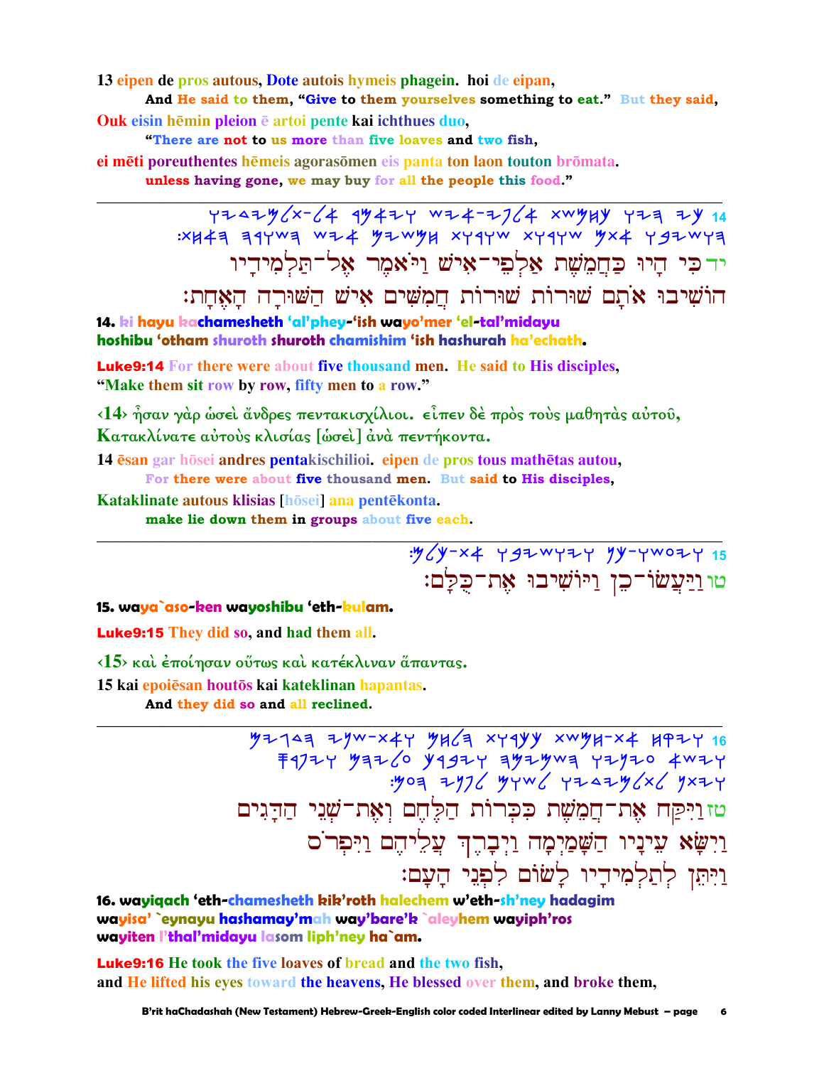13 eipen de pros autous, Dote autois hymeis phagein. hoi de eipan,

And He said to them, "Give to them yourselves something to eat." But they said,

Ouk eisin hēmin pleion ē artoi pente kai ichthues duo,

"There are not to us more than five loaves and two fish,

ei mēti poreuthentes hēmeis agorasōmen eis panta ton laon touton brōmata.

unless having gone, we may buy for all the people this food."

---

יד כִּי הָיוּ כַּחֲמֵשֶׁת אַלְפֵי־אִישׁ וַיֹּאמֶר אֶל־תַּלְמִידָיו

הוֹשִׁיבוּ אֹתָם שׁוּרוֹת שׁוּרוֹת חֲמִשִּׁים אִישׁ הַשּׁוּרָה הָאֶחָת׃

**14. ki hayu kachamesheth 'al'phey-'ish wayo'mer 'el-tal'midayu hoshibu 'otham shuroth shuroth chamishim 'ish hashurah ha'echath.**

**Luke9:14** For there were about five thousand men. He said to His disciples, "Make them sit row by row, fifty men to a row."

‹14› ἦσαν γὰρ ὡσεὶ ἄνδρες πεντακισχίλιοι. εἶπεν δὲ πρὸς τοὺς μαθητὰς αὐτοῦ, Κατακλίνατε αὐτοὺς κλισίας [ὡσεὶ] ἀνὰ πεντήκοντα.

14 ēsan gar hōsei andres pentakischilioi. eipen de pros tous mathētas autou,

For there were about five thousand men. But said to His disciples,

Kataklinate autous klisias [hōsei] ana pentēkonta.

make lie down them in groups about five each.

---

טו וַיַּעֲשׂוּ־כֵן וַיּוֹשִׁיבוּ אֶת־כֻּלָּם׃

**15. waya`aso-ken wayoshibu 'eth-kulam.**

**Luke9:15** They did so, and had them all.

‹15› καὶ ἐποίησαν οὕτως καὶ κατέκλιναν ἅπαντας.

15 kai epoiēsan houtōs kai kateklinan hapantas.

And they did so and all reclined.

---

טז וַיִּקַּח אֶת־חֲמֵשֶׁת כִּכְּרוֹת הַלֶּחֶם וְאֶת־שְׁנֵי הַדָּגִים

וַיִּשָּׂא עֵינָיו הַשָּׁמַיְמָה וַיְבָרֶךְ עֲלֵיהֶם וַיִּפְרֹס

וַיִּתֵּן לְתַלְמִידָיו לָשׂוּם לִפְנֵי הָעָם׃

**16. wayiqach 'eth-chamesheth kik'roth halechem w'eth-sh'ney hadagim wayisa' `eynayu hashamay'mah way'bare'k `aleyhem wayiph'ros wayiten l'thal'midayu lasom liph'ney ha`am.**

**Luke9:16** He took the five loaves of bread and the two fish, and He lifted his eyes toward the heavens, He blessed over them, and broke them,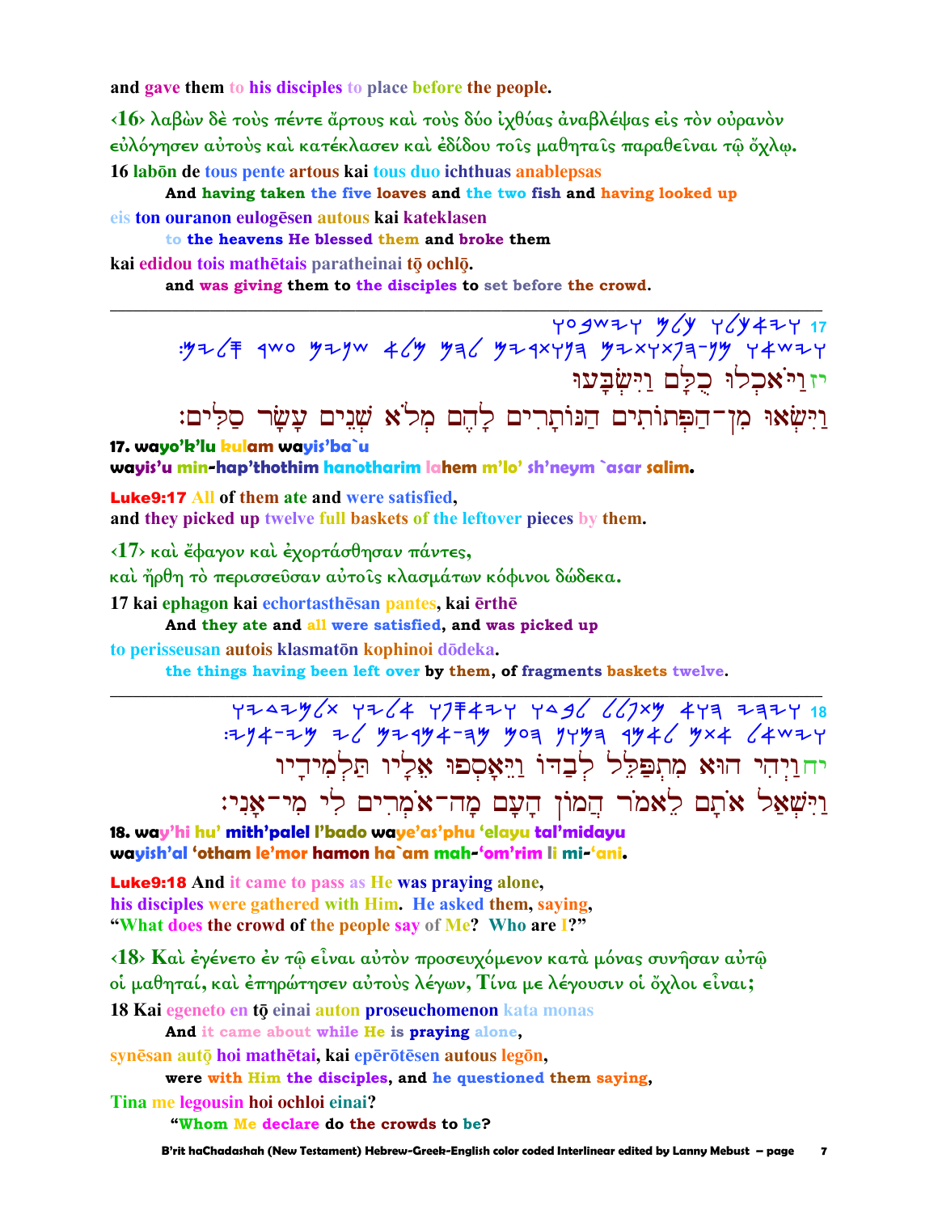and gave them to his disciples to place before the people.

‹16› λαβὼν δὲ τοὺς πέντε ἄρτους καὶ τοὺς δύο ἰχθύας ἀναβλέψας εἰς τὸν οὐρανὸν εὐλόγησεν αὐτοὺς καὶ κατέκλασεν καὶ ἐδίδου τοῖς μαθηταῖς παραθεῖναι τῷ ὄχλῳ.

**16 labōn de tous pente artous kai tous duo ichthuas anablepsas**
**And having taken the five loaves and the two fish and having looked up**
**eis ton ouranon eulogēsen autous kai kateklasen**
**to the heavens He blessed them and broke them**
**kai edidou tois mathētais paratheinai tō ochlō.**
**and was giving them to the disciples to set before the crowd.**

---

יז וַיֹּאכְלוּ כֻלָּם וַיִּשְׂבָּעוּ
וַיִּשְׂאוּ מִן־הַפְּתוֹתִים הַנּוֹתָרִים לָהֶם מְלֹא שְׁנֵים עָשָׂר סַלִּים׃

**17. wayo'k'lu kulam wayis'ba`u**
**wayis'u min-hap'thothim hanotharim lahem m'lo' sh'neym `asar salim.**

**Luke9:17** All of them ate and were satisfied,
and they picked up twelve full baskets of the leftover pieces by them.

‹17› καὶ ἔφαγον καὶ ἐχορτάσθησαν πάντες, καὶ ἤρθη τὸ περισσεῦσαν αὐτοῖς κλασμάτων κόφινοι δώδεκα.

**17 kai ephagon kai echortasthēsan pantes, kai ērthē**
**And they ate and all were satisfied, and was picked up**
**to perisseusan autois klasmatōn kophinoi dōdeka.**
**the things having been left over by them, of fragments baskets twelve.**

---

יח וַיְהִי הוּא מִתְפַּלֵּל לְבַדּוֹ וַיֵּאָסְפוּ אֵלָיו תַּלְמִידָיו
וַיִּשְׁאַל אֹתָם לֵאמֹר הֲמוֹן הָעָם מָה־אֹמְרִים לִי מִי־אָנִי׃

**18. way'hi hu' mith'palel l'bado waye'as'phu 'elayu tal'midayu**
**wayish'al 'otham le'mor hamon ha`am mah-'om'rim li mi-'ani.**

**Luke9:18** And it came to pass as He was praying alone,
his disciples were gathered with Him. He asked them, saying,
"What does the crowd of the people say of Me? Who are I?"

‹18› Καὶ ἐγένετο ἐν τῷ εἶναι αὐτὸν προσευχόμενον κατὰ μόνας συνῆσαν αὐτῷ οἱ μαθηταί, καὶ ἐπηρώτησεν αὐτοὺς λέγων, Τίνα με λέγουσιν οἱ ὄχλοι εἶναι;

**18 Kai egeneto en tō einai auton proseuchomenon kata monas**
**And it came about while He is praying alone,**
**synēsan autō hoi mathētai, kai epērōtēsen autous legōn,**
**were with Him the disciples, and he questioned them saying,**
**Tina me legousin hoi ochloi einai?**
**"Whom Me declare do the crowds to be?**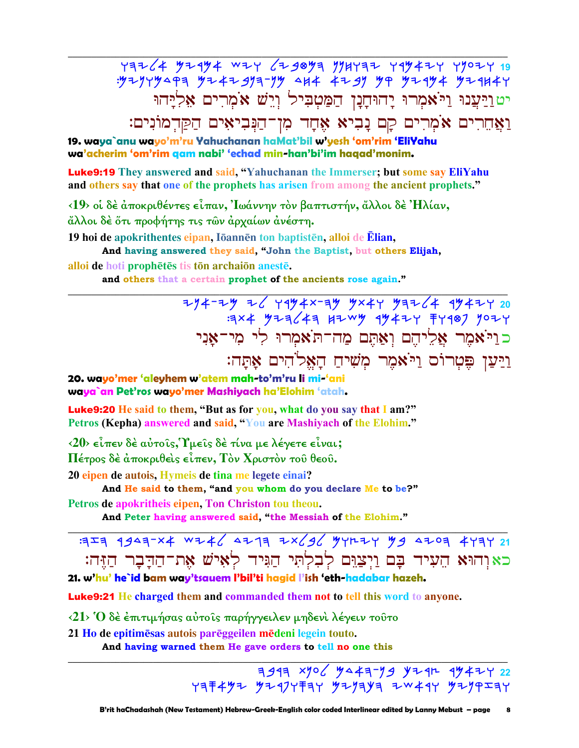יט וַיַּעֲנוּ וַיֹּאמְרוּ יָהוּחָנָן הַמַּטְבִּיל וְיֵשׁ אֹמְרִים אֵלִיָּהוּ וַאֲחֵרִים אֹמְרִים קָם נָבִיא אֶחָד מִן־הַנְּבִיאִים הַקַּדְמוֹנִים׃

**19. waya`anu wayo'm'ru Yahuchanan haMat'bil w'yesh 'om'rim 'EliYahu wa'acherim 'om'rim qam nabi' 'echad min-han'bi'im haqad'monim.**

**Luke9:19** They answered and said, "Yahuchanan the Immerser; but some say EliYahu and others say that one of the prophets has arisen from among the ancient prophets."

‹19› οἱ δὲ ἀποκριθέντες εἶπαν, Ἰωάννην τὸν βαπτιστήν, ἄλλοι δὲ Ἠλίαν, ἄλλοι δὲ ὅτι προφήτης τις τῶν ἀρχαίων ἀνέστη.

19 hoi de apokrithentes eipan, Iōannēn ton baptistēn, alloi de Ēlian,
**And having answered they said, "John the Baptist, but others Elijah,**
alloi de hoti prophētēs tis tōn archaiōn anestē.
**and others that a certain prophet of the ancients rose again."**

---

כ וַיֹּאמֶר אֲלֵיהֶם וְאַתֶּם מַה־תֹּאמְרוּ לִי מִי־אָנִי וַיַּעַן פֶּטְרוֹס וַיֹּאמֶר מְשִׁיחַ הָאֱלֹהִים אָתָּה׃

**20. wayo'mer 'aleyhem w'atem mah-to'm'ru li mi-'ani waya`an Pet'ros wayo'mer Mashiyach ha'Elohim 'atah.**

**Luke9:20** He said to them, "But as for you, what do you say that I am?" Petros (Kepha) answered and said, "You are Mashiyach of the Elohim."

‹20› εἶπεν δὲ αὐτοῖς, Ὑμεῖς δὲ τίνα με λέγετε εἶναι; Πέτρος δὲ ἀποκριθεὶς εἶπεν, Τὸν Χριστὸν τοῦ θεοῦ.

20 eipen de autois, Hymeis de tina me legete einai?
**And He said to them, "and you whom do you declare Me to be?"**
Petros de apokritheis eipen, Ton Christon tou theou.
**And Peter having answered said, "the Messiah of the Elohim."**

---

כא וְהוּא הֵעִיד בָּם וַיְצַוֵּם לְבִלְתִּי הַגִּיד לְאִישׁ אֶת־הַדָּבָר הַזֶּה׃

**21. w'hu' he`id bam way'tsauem l'bil'ti hagid l'ish 'eth-hadabar hazeh.**

**Luke9:21** He charged them and commanded them not to tell this word to anyone.

‹21› Ὁ δὲ ἐπιτιμήσας αὐτοῖς παρήγγειλεν μηδενὶ λέγειν τοῦτο

21 Ho de epitimēsas autois parēggeilen mēdeni legein touto.
**And having warned them He gave orders to tell no one this**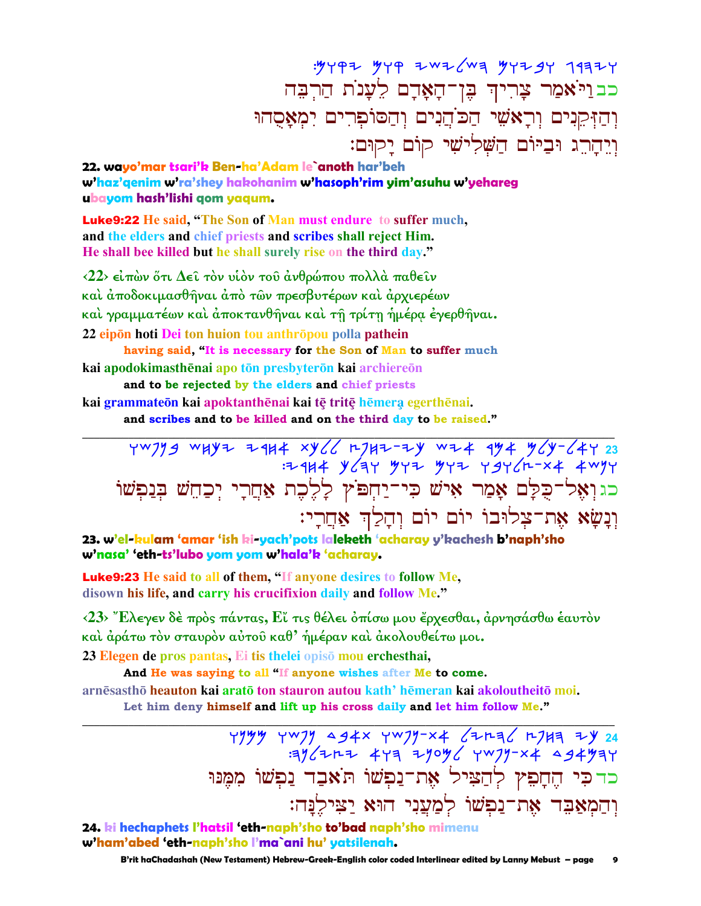ויאמר צריך בן־האדם לענות הרבה

כב וַיֹּאמַר צָרִיךְ בֶּן־הָאָדָם לְעַנּוֹת הַרְבֵּה
וְהַזְּקֵנִים וְרָאשֵׁי הַכֹּהֲנִים וְהַסּוֹפְרִים יְמָאֲסֻהוּ
וְיֵהָרֵג וּבַיּוֹם הַשְּׁלִישִׁי קוֹם יָקוּם׃

**22. wayo'mar tsari'k Ben-ha'Adam le`anoth har'beh w'haz'qenim w'ra'shey hakohanim w'hasoph'rim yim'asuhu w'yehareg ubayom hash'lishi qom yaqum.**

**Luke9:22** He said, "The Son of Man must endure to suffer much, and the elders and chief priests and scribes shall reject Him. He shall bee killed but he shall surely rise on the third day."

‹22› εἰπὼν ὅτι Δεῖ τὸν υἱὸν τοῦ ἀνθρώπου πολλὰ παθεῖν καὶ ἀποδοκιμασθῆναι ἀπὸ τῶν πρεσβυτέρων καὶ ἀρχιερέων καὶ γραμματέων καὶ ἀποκτανθῆναι καὶ τῇ τρίτῃ ἡμέρᾳ ἐγερθῆναι.

22 eipōn hoti Dei ton huion tou anthrōpou polla pathein
 **having said, "It is necessary for the Son of Man to suffer much**
kai apodokimasthēnai apo tōn presbyterōn kai archiereōn
 **and to be rejected by the elders and chief priests**
kai grammateōn kai apoktanthēnai kai tē tritē hēmera egerthēnai.
 **and scribes and to be killed and on the third day to be raised."**

---

כג וְאֶל־כֻּלָּם אָמַר אִישׁ כִּי־יַחְפֹּץ לָלֶכֶת אַחֲרַי יְכַחֵשׁ בְּנַפְשׁוֹ
וְנָשָׂא אֶת־צְלוּבוֹ יוֹם יוֹם וְהָלַךְ אַחֲרָי׃

**23. w'el-kulam 'amar 'ish ki-yach'pots laleketh 'acharay y'kachesh b'naph'sho w'nasa' 'eth-ts'lubo yom yom w'hala'k 'acharay.**

**Luke9:23** He said to all of them, "If anyone desires to follow Me, disown his life, and carry his crucifixion daily and follow Me."

‹23› Ἔλεγεν δὲ πρὸς πάντας, Εἴ τις θέλει ὀπίσω μου ἔρχεσθαι, ἀρνησάσθω ἑαυτὸν καὶ ἀράτω τὸν σταυρὸν αὐτοῦ καθ' ἡμέραν καὶ ἀκολουθείτω μοι.

23 Elegen de pros pantas, Ei tis thelei opisō mou erchesthai,
 **And He was saying to all "If anyone wishes after Me to come.**
arnēsasthō heauton kai aratō ton stauron autou kath' hēmeran kai akoloutheitō moi.
 **Let him deny himself and lift up his cross daily and let him follow Me."**

---

כד כִּי הֶחָפֵץ לְהַצִּיל אֶת־נַפְשׁוֹ תֹּאבַד נַפְשׁוֹ מִמֶּנּוּ
וְהַמְאַבֵּד אֶת־נַפְשׁוֹ לְמַעֲנִי הוּא יַצִּילֶנָּה׃

**24. ki hechaphets l'hatsil 'eth-naph'sho to'bad naph'sho mimenu w'ham'abed 'eth-naph'sho l'ma`ani hu' yatsilenah.**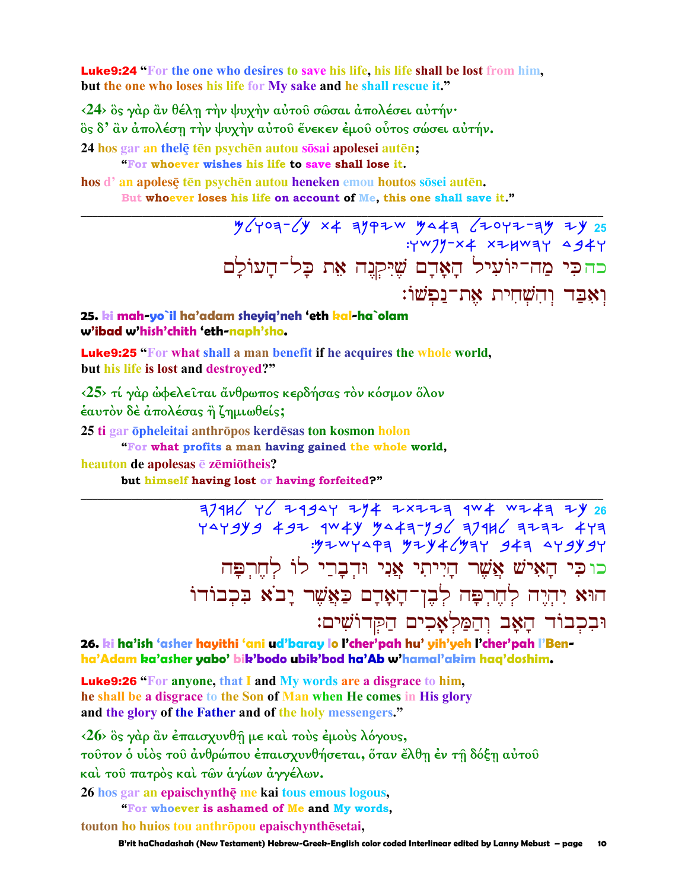**Luke9:24** "For the one who desires to save his life, his life shall be lost from him, but the one who loses his life for My sake and he shall rescue it."

‹24› ὃς γὰρ ἂν θέλῃ τὴν ψυχὴν αὐτοῦ σῶσαι ἀπολέσει αὐτήν·
ὃς δ' ἂν ἀπολέσῃ τὴν ψυχὴν αὐτοῦ ἕνεκεν ἐμοῦ οὗτος σώσει αὐτήν.

24 hos gar an thelē tēn psychēn autou sōsai apolesei autēn;
"For whoever wishes his life to save shall lose it.

hos d' an apolesē tēn psychēn autou heneken emou houtos sōsei autēn.
But whoever loses his life on account of Me, this one shall save it."

---

25 כִּי מַה־יּוֹעִיל הָאָדָם שֶׁיִּקְנֶה אֵת כָּל־הָעוֹלָם
וְאִבַּד וְהִשְׁחִית אֶת־נַפְשׁוֹ׃

**25. ki mah-yo`il ha'adam sheyiq'neh 'eth kal-ha`olam w'ibad w'hish'chith 'eth-naph'sho.**

**Luke9:25** "For what shall a man benefit if he acquires the whole world, but his life is lost and destroyed?"

‹25› τί γὰρ ὠφελεῖται ἄνθρωπος κερδήσας τὸν κόσμον ὅλον
ἑαυτὸν δὲ ἀπολέσας ἢ ζημιωθείς;

25 ti gar ōpheleitai anthrōpos kerdēsas ton kosmon holon
"For what profits a man having gained the whole world,

heauton de apolesas ē zēmiōtheis?
but himself having lost or having forfeited?"

---

26 כִּי הָאִישׁ אֲשֶׁר הָיִיתִי אֲנִי וּדְבָרַי לוֹ לְחֶרְפָּה
הוּא יִהְיֶה לְחֶרְפָּה לְבֶן־הָאָדָם כַּאֲשֶׁר יָבֹא בִּכְבוֹדוֹ
וּבִכְבוֹד הָאָב וְהַמַּלְאָכִים הַקְּדוֹשִׁים׃

**26. ki ha'ish 'asher hayithi 'ani ud'baray lo l'cher'pah hu' yih'yeh l'cher'pah l'Ben-ha'Adam ka'asher yabo' bik'bodo ubik'bod ha'Ab w'hamal'akim haq'doshim.**

**Luke9:26** "For anyone, that I and My words are a disgrace to him, he shall be a disgrace to the Son of Man when He comes in His glory and the glory of the Father and of the holy messengers."

‹26› ὃς γὰρ ἂν ἐπαισχυνθῇ με καὶ τοὺς ἐμοὺς λόγους,
τοῦτον ὁ υἱὸς τοῦ ἀνθρώπου ἐπαισχυνθήσεται, ὅταν ἔλθῃ ἐν τῇ δόξῃ αὐτοῦ
καὶ τοῦ πατρὸς καὶ τῶν ἁγίων ἀγγέλων.

26 hos gar an epaischynthē me kai tous emous logous,
"For whoever is ashamed of Me and My words,

touton ho huios tou anthrōpou epaischynthēsetai,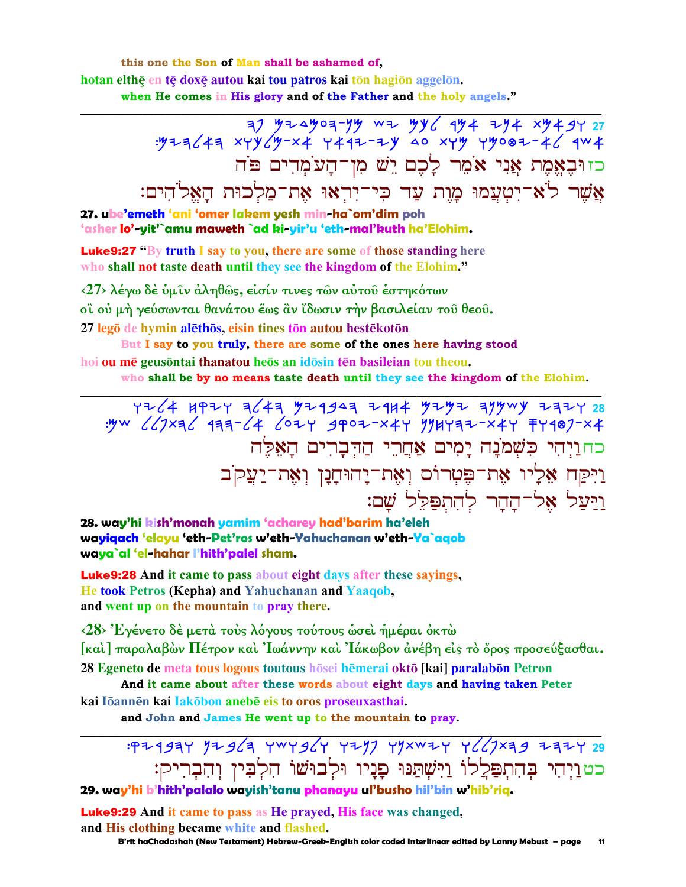this one the Son of Man shall be ashamed of,

hotan elthē en tē doxē autou kai tou patros kai tōn hagiōn aggelōn.

when He comes in His glory and of the Father and the holy angels."

---

27 ובאמת אני אמר לכם יש מן־העמדים פה
אשר לא־יטעמו מות עד כי־יראו את־מלכות האלהים:

כז וּבֶאֱמֶת אֲנִי אֹמֵר לָכֶם יֵשׁ מִן־הָעֹמְדִים פֹּה
אֲשֶׁר לֹא־יִטְעֲמוּ מָוֶת עַד כִּי־יִרְאוּ אֶת־מַלְכוּת הָאֱלֹהִים:

**27. ube'emeth 'ani 'omer lakem yesh min-ha`om'dim poh**
**'asher lo'-yit'`amu maweth `ad ki-yir'u 'eth-mal'kuth ha'Elohim.**

**Luke9:27** "By truth I say to you, there are some of those standing here who shall not taste death until they see the kingdom of the Elohim."

<27> λέγω δὲ ὑμῖν ἀληθῶς, εἰσίν τινες τῶν αὐτοῦ ἑστηκότων
οἳ οὐ μὴ γεύσωνται θανάτου ἕως ἂν ἴδωσιν τὴν βασιλείαν τοῦ θεοῦ.

27 legō de hymin alēthōs, eisin tines tōn autou hestēkotōn

But I say to you truly, there are some of the ones here having stood

hoi ou mē geusōntai thanatou heōs an idōsin tēn basileian tou theou.

who shall be by no means taste death until they see the kingdom of the Elohim.

---

28 ויהי כשמנה ימים אחרי הדברים האלה
ויקח אליו את־פטרוס ואת־יהוחנן ואת־יעקב ויעל אל־ההר להתפלל שם:

כח וַיְהִי כִּשְׁמֹנָה יָמִים אַחֲרֵי הַדְּבָרִים הָאֵלֶּה
וַיִּקַּח אֵלָיו אֶת־פֶּטְרוֹס וְאֶת־יָהוּחָנָן וְאֶת־יַעֲקֹב
וַיַּעַל אֶל־הָהָר לְהִתְפַּלֵּל שָׁם:

**28. way'hi kish'monah yamim 'acharey had'barim ha'eleh**
**wayiqach 'elayu 'eth-Pet'ros w'eth-Yahuchanan w'eth-Ya`aqob**
**waya`al 'el-hahar l'hith'palel sham.**

**Luke9:28** And it came to pass about eight days after these sayings,
He took Petros (Kepha) and Yahuchanan and Yaaqob,
and went up on the mountain to pray there.

<28> Ἐγένετο δὲ μετὰ τοὺς λόγους τούτους ὡσεὶ ἡμέραι ὀκτὼ
[καὶ] παραλαβὼν Πέτρον καὶ Ἰωάννην καὶ Ἰάκωβον ἀνέβη εἰς τὸ ὄρος προσεύξασθαι.

28 Egeneto de meta tous logous toutous hōsei hēmerai oktō [kai] paralabōn Petron

And it came about after these words about eight days and having taken Peter

kai Iōannēn kai Iakōbon anebē eis to oros proseuxasthai.

and John and James He went up to the mountain to pray.

---

29 ויהי בהתפללו וישתנו פניו ולבושו הלבין והבריק:

כט וַיְהִי בְּהִתְפַּלְלוֹ וַיִּשְׁתַּנּוּ פָּנָיו וּלְבוּשׁוֹ הִלְבִּין וְהִבְרִיק:

**29. way'hi b'hith'palalo wayish'tanu phanayu ul'busho hil'bin w'hib'riq.**

**Luke9:29** And it came to pass as He prayed, His face was changed,
and His clothing became white and flashed.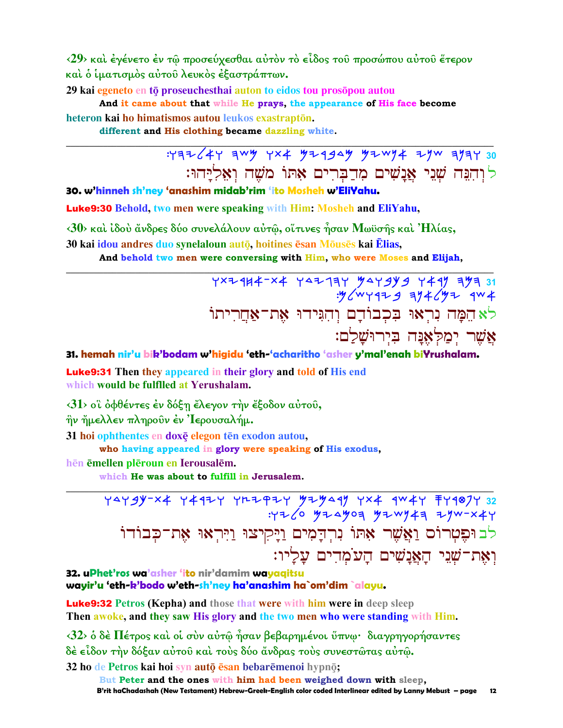‹29› καὶ ἐγένετο ἐν τῷ προσεύχεσθαι αὐτὸν τὸ εἶδος τοῦ προσώπου αὐτοῦ ἕτερον καὶ ὁ ἱματισμὸς αὐτοῦ λευκὸς ἐξαστράπτων.

**29** kai egeneto en tō proseuchesthai auton to eidos tou prosōpou autou
**And it came about that while He prays, the appearance of His face become**
heteron kai ho himatismos autou leukos exastraptōn.
**different and His clothing became dazzling white.**

---

ל וְהִנֵּה שְׁנֵי אֲנָשִׁים מְדַבְּרִים אִתּוֹ מֹשֶׁה וְאֵלִיָּהוּ׃ 30

**30. w'hinneh sh'ney 'anashim midab'rim 'ito Mosheh w'EliYahu.**

**Luke9:30** Behold, two men were speaking with Him: Mosheh and EliYahu,

‹30› καὶ ἰδοὺ ἄνδρες δύο συνελάλουν αὐτῷ, οἵτινες ἦσαν Μωϋσῆς καὶ Ἠλίας,

**30** kai idou andres duo synelaloun autō, hoitines ēsan Mōusēs kai Ēlias,
**And behold two men were conversing with Him, who were Moses and Elijah,**

---

לא הֵמָּה נִרְאוּ בִּכְבוֹדָם וְהִגִּידוּ אֶת־אַחֲרִיתוֹ
אֲשֶׁר יְמַלְאֶנָּה בִּירוּשָׁלַם׃ 31

**31. hemah nir'u bik'bodam w'higidu 'eth-'acharitho 'asher y'mal'enah biYrushalam.**

**Luke9:31** Then they appeared in their glory and told of His end
which would be fulfilled at Yerushalam.

‹31› οἳ ὀφθέντες ἐν δόξῃ ἔλεγον τὴν ἔξοδον αὐτοῦ,
ἣν ἤμελλεν πληροῦν ἐν Ἰερουσαλήμ.

**31** hoi ophthentes en doxē elegon tēn exodon autou,
**who having appeared in glory were speaking of His exodus,**
hēn ēmellen plēroun en Ierousalēm.
**which He was about to fulfill in Jerusalem.**

---

לב וּפֶטְרוֹס וַאֲשֶׁר אִתּוֹ נִרְדָּמִים וַיָּקִיצוּ וַיִּרְאוּ אֶת־כְּבוֹדוֹ
וְאֶת־שְׁנֵי הָאֲנָשִׁים הָעֹמְדִים עָלָיו׃ 32

**32. uPhet'ros wa'asher 'ito nir'damim wayaqitsu
wayir'u 'eth-k'bodo w'eth-sh'ney ha'anashim ha`om'dim `alayu.**

**Luke9:32** Petros (Kepha) and those that were with him were in deep sleep
Then awoke, and they saw His glory and the two men who were standing with Him.

‹32› ὁ δὲ Πέτρος καὶ οἱ σὺν αὐτῷ ἦσαν βεβαρημένοι ὕπνῳ· διαγρηγορήσαντες δὲ εἶδον τὴν δόξαν αὐτοῦ καὶ τοὺς δύο ἄνδρας τοὺς συνεστῶτας αὐτῷ.

**32** ho de Petros kai hoi syn autō ēsan bebarēmenoi hypnō;
**But Peter and the ones with him had been weighed down with sleep,**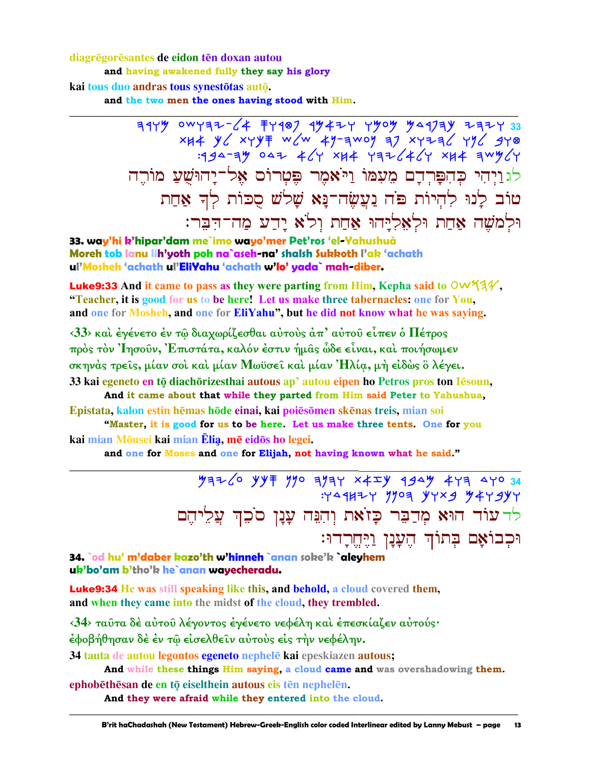diagrēgorēsantes de eidon tēn doxan autou

and having awakened fully they say his glory

kai tous duo andras tous synestōtas autō.

and the two men the ones having stood with Him.

---

לגוַיְהִי כְּהִפָּרְדָם מֵעִמּוֹ וַיֹּאמֶר פֶּטְרוֹס אֶל־יָהוּשֻׁעַ מוֹרֶה טוֹב לָנוּ לִהְיוֹת פֹּה נַעֲשֶׂה־נָּא שָׁלֹשׁ סֻכּוֹת לְךָ אַחַת וּלְמֹשֶׁה אַחַת וּלְאֵלִיָּהוּ אַחַת וְלֹא יָדַע מַה־דִּבֵּר׃

**33. way'hi k'hipar'dam me`imo wayo'mer Pet'ros 'el-Yahushuà Moreh tob lanu lih'yoth poh na`aseh-na' shalsh Sukkoth l'ak 'achath ul'Mosheh 'achath ul'EliYahu 'achath w'lo' yada` mah-diber.**

**Luke9:33** And it came to pass as they were parting from Him, Kepha said to OWSHY, "Teacher, it is good for us to be here! Let us make three tabernacles: one for You, and one for Mosheh, and one for EliYahu", but he did not know what he was saying.

‹33› καὶ ἐγένετο ἐν τῷ διαχωρίζεσθαι αὐτοὺς ἀπ' αὐτοῦ εἶπεν ὁ Πέτρος πρὸς τὸν Ἰησοῦν, Ἐπιστάτα, καλόν ἐστιν ἡμᾶς ὧδε εἶναι, καὶ ποιήσωμεν σκηνὰς τρεῖς, μίαν σοὶ καὶ μίαν Μωϋσεῖ καὶ μίαν Ἠλίᾳ, μὴ εἰδὼς ὃ λέγει.

33 kai egeneto en tō diachōrizesthai autous ap' autou eipen ho Petros pros ton Iēsoun,

And it came about that while they parted from Him said Peter to Yahushua,

Epistata, kalon estin hēmas hōde einai, kai poiēsōmen skēnas treis, mian soi

"Master, it is good for us to be here. Let us make three tents. One for you

kai mian Mōusei kai mian Ēliạ, mē eidōs ho legei.

and one for Moses and one for Elijah, not having known what he said."

---

לדעוֹד הוּא מְדַבֵּר כָּזֹאת וְהִנֵּה עָנָן סֹכֵךְ עֲלֵיהֶם וּכְבוֹאָם בְּתוֹךְ הֶעָנָן וַיֶּחֱרָדוּ׃

**34. `od hu' m'daber kazo'th w'hinneh `anan soke'k `aleyhem uk'bo'am b'tho'k he`anan wayecheradu.**

**Luke9:34** He was still speaking like this, and behold, a cloud covered them, and when they came into the midst of the cloud, they trembled.

‹34› ταῦτα δὲ αὐτοῦ λέγοντος ἐγένετο νεφέλη καὶ ἐπεσκίαζεν αὐτούς· ἐφοβήθησαν δὲ ἐν τῷ εἰσελθεῖν αὐτοὺς εἰς τὴν νεφέλην.

34 tauta de autou legontos egeneto nephelē kai epeskiazen autous;

And while these things Him saying, a cloud came and was overshadowing them.

ephobēthēsan de en tō eiselthein autous eis tēn nephelēn.

And they were afraid while they entered into the cloud.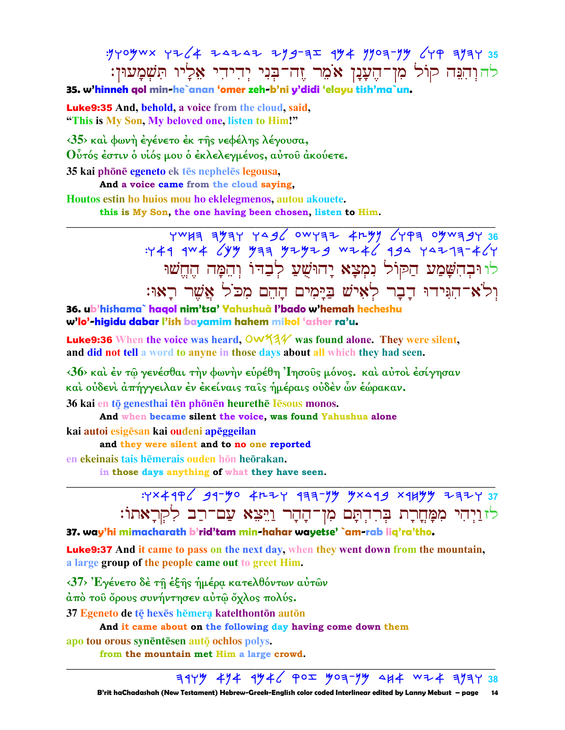35 וְהִנֵּה קוֹל מִן־הֶעָנָן אֹמֵר זֶה־בְּנִי יְדִידִי אֵלָיו תִּשְׁמָעוּן׃

**35. w'hinneh qol min-he`anan 'omer zeh-b'ni y'didi 'elayu tish'ma`un.**

**Luke9:35** And, behold, a voice from the cloud, said, "This is My Son, My beloved one, listen to Him!"

‹35› καὶ φωνὴ ἐγένετο ἐκ τῆς νεφέλης λέγουσα, Οὗτός ἐστιν ὁ υἱός μου ὁ ἐκλελεγμένος, αὐτοῦ ἀκούετε.

35 kai phōnē egeneto ek tēs nephelēs legousa,
**And a voice came from the cloud saying,**

Houtos estin ho huios mou ho eklelegmenos, autou akouete.
**this is My Son, the one having been chosen, listen to Him.**

---

36 וּבְהִשָּׁמַע הַקּוֹל נִמְצָא יָהוּשֻׁעַ לְבַדּוֹ וְהֵמָּה הֶחֱשׁוּ וְלֹא־הִגִּידוּ דָבָר לְאִישׁ בַּיָּמִים הָהֵם מִכֹּל אֲשֶׁר רָאוּ׃

**36. ub'hishama` haqol nim'tsa' Yahushuà l'bado w'hemah hecheshu w'lo'-higidu dabar l'ish bayamim hahem mikol 'asher ra'u.**

**Luke9:36** When the voice was heard, Yahushua was found alone. They were silent, and did not tell a word to anyne in those days about all which they had seen.

‹36› καὶ ἐν τῷ γενέσθαι τὴν φωνὴν εὑρέθη Ἰησοῦς μόνος. καὶ αὐτοὶ ἐσίγησαν καὶ οὐδενὶ ἀπήγγειλαν ἐν ἐκείναις ταῖς ἡμέραις οὐδὲν ὧν ἑώρακαν.

36 kai en tō genesthai tēn phōnēn heurethē Iēsous monos.
**And when became silent the voice, was found Yahushua alone**

kai autoi esigēsan kai oudeni apēggeilan
**and they were silent and to no one reported**

en ekeinais tais hēmerais ouden hōn heōrakan.
**in those days anything of what they have seen.**

---

37 וַיְהִי מִמָּחֳרַת בְּרִדְתָּם מִן־הָהָר וַיֵּצֵא עַם־רַב לִקְרָאתוֹ׃

**37. way'hi mimacharath b'rid'tam min-hahar wayetse' `am-rab liq'ra'tho.**

**Luke9:37** And it came to pass on the next day, when they went down from the mountain, a large group of the people came out to greet Him.

‹37› Ἐγένετο δὲ τῇ ἑξῆς ἡμέρᾳ κατελθόντων αὐτῶν ἀπὸ τοῦ ὄρους συνήντησεν αὐτῷ ὄχλος πολύς.

37 Egeneto de tē hexēs hēmera katelthontōn autōn
**And it came about on the following day having come down them**

apo tou orous synēntēsen autō ochlos polys.
**from the mountain met Him a large crowd.**

---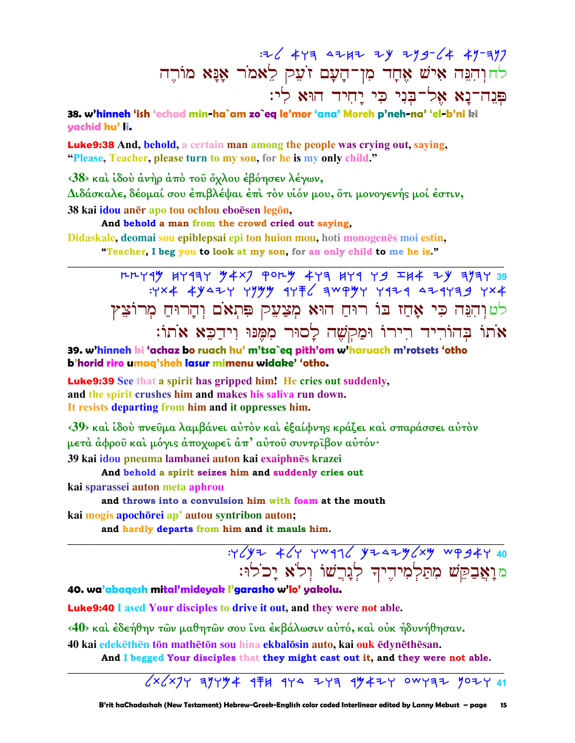:לי הוא יחיד כי אל־בני פנה־נא אנא מורה לאמר זעק מן־העם אחד איש והנה

לחוְהִנֵּה אִישׁ אֶחָד מִן־הָעָם זֹעֵק לֵאמֹר אָנָּא מוֹרֶה פְּנֵה־נָא אֶל־בְּנִי כִּי יָחִיד הוּא לִי׃

**38. w'hinneh 'ish 'echad min-ha`am zo`eq le'mor 'ana' Moreh p'neh-na' 'el-b'ni ki yachid hu' li.**

**Luke9:38** And, behold, a certain man among the people was crying out, saying, "Please, Teacher, please turn to my son, for he is my only child."

‹38› καὶ ἰδοὺ ἀνὴρ ἀπὸ τοῦ ὄχλου ἐβόησεν λέγων,
Διδάσκαλε, δέομαί σου ἐπιβλέψαι ἐπὶ τὸν υἱόν μου, ὅτι μονογενής μοί ἐστιν,

38 kai idou anēr apo tou ochlou eboēsen legōn,
**And behold a man from the crowd cried out saying,**
Didaskale, deomai sou epiblepsai epi ton huion mou, hoti monogenēs moi estin,
**"Teacher, I beg you to look at my son, for an only child to me he is."**

---

39 והנה כי אחז בו רוח הוא מצעק פתאם והרוח מרוצץ אתו בהוריד רירו ומקשה לסור ממנו וידכא אתו׃

לטוְהִנֵּה כִּי אָחַז בּוֹ רוּחַ הוּא מְצַעֵק פִּתְאֹם וְהָרוּחַ מְרוֹצֵץ אֹתוֹ בְּהוֹרִיד רִירוֹ וּמַקְשֶׁה לָסוּר מִמֶּנּוּ וִידַכֵּא אֹתוֹ׃

**39. w'hinneh ki 'achaz bo ruach hu' m'tsa`eq pith'om w'haruach m'rotsets 'otho b'horid riro umaq'sheh lasur mimenu widake' 'otho.**

**Luke9:39** See that a spirit has gripped him! He cries out suddenly, and the spirit crushes him and makes his saliva run down. It resists departing from him and it oppresses him.

‹39› καὶ ἰδοὺ πνεῦμα λαμβάνει αὐτὸν καὶ ἐξαίφνης κράζει καὶ σπαράσσει αὐτὸν μετὰ ἀφροῦ καὶ μόγις ἀποχωρεῖ ἀπ' αὐτοῦ συντρῖβον αὐτόν·

39 kai idou pneuma lambanei auton kai exaiphnēs krazei
**And behold a spirit seizes him and suddenly cries out**
kai sparassei auton meta aphrou
**and throws into a convulsion him with foam at the mouth**
kai mogis apochōrei ap' autou syntribon auton;
**and hardly departs from him and it mauls him.**

---

40 ואבקש מתלמידיך לגרשו ולא יכלו׃

מוָאֲבַקֵּשׁ מִתַּלְמִידֶיךָ לְגָרְשׁוֹ וְלֹא יָכֹלוּ׃

**40. wa'abaqesh mital'mideyak l'garasho w'lo' yakolu.**

**Luke9:40** I ased Your disciples to drive it out, and they were not able.

‹40› καὶ ἐδεήθην τῶν μαθητῶν σου ἵνα ἐκβάλωσιν αὐτό, καὶ οὐκ ἠδυνήθησαν.

40 kai edekēthēn tōn mathētōn sou hina ekbalōsin auto, kai ouk ēdynēthēsan.
**And I begged Your disciples that they might cast out it, and they were not able.**

---

41 ויען ישוע ויאמר הוי דור חסר אמונה ונפתלתל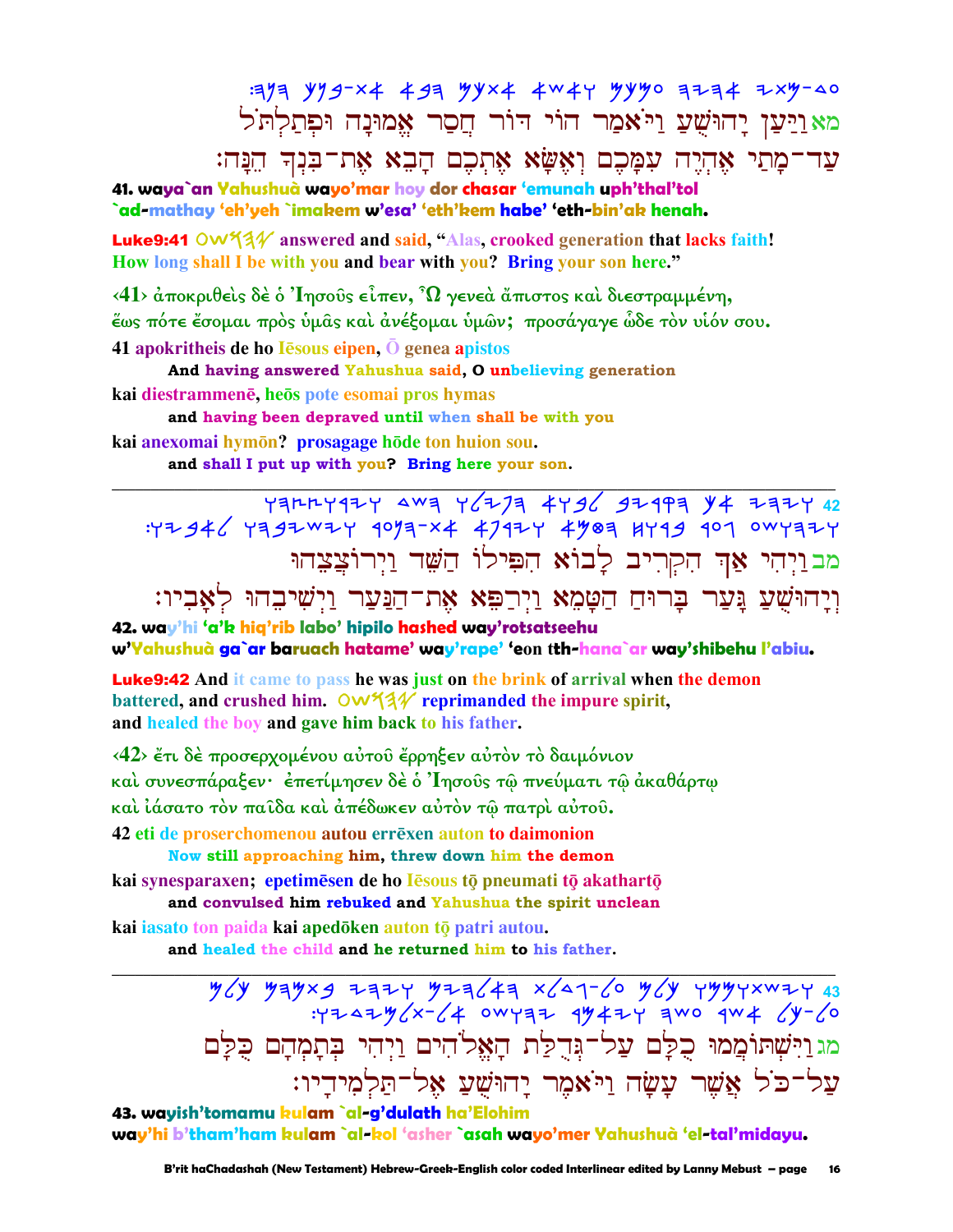מא וַיַּעַן יָהוּשֻׁעַ וַיֹּאמַר הוֹי דּוֹר חֲסַר אֱמוּנָה וּפְתַלְתֹּל עַד־מָתַי אֶהְיֶה עִמָּכֶם וְאֶשָּׂא אֶתְכֶם הָבֵא אֶת־בִּנְךָ הֵנָּה׃

**41. waya`an Yahushuà wayo'mar hoy dor chasar 'emunah uph'thal'tol `ad-mathay 'eh'yeh `imakem w'esa' 'eth'kem habe' 'eth-bin'ak henah.**

**Luke9:41** OWYHY answered and said, "Alas, crooked generation that lacks faith! How long shall I be with you and bear with you? Bring your son here."

‹41› ἀποκριθεὶς δὲ ὁ Ἰησοῦς εἶπεν, Ὦ γενεὰ ἄπιστος καὶ διεστραμμένη, ἕως πότε ἔσομαι πρὸς ὑμᾶς καὶ ἀνέξομαι ὑμῶν; προσάγαγε ὧδε τὸν υἱόν σου.

41 apokritheis de ho Iēsous eipen, Ō genea apistos
**And having answered Yahushua said, O unbelieving generation**
kai diestrammenē, heōs pote esomai pros hymas
**and having been depraved until when shall be with you**
kai anexomai hymōn? prosagage hōde ton huion sou.
**and shall I put up with you? Bring here your son.**

---

מב וַיְהִי אַךְ הִקְרִיב לָבוֹא הִפִּילוֹ הַשֵּׁד וַיְרוֹצְצֵהוּ וְיָהוּשֻׁעַ גָּעַר בָּרוּחַ הַטָּמֵא וַיְרַפֵּא אֶת־הַנַּעַר וַיְשִׁיבֵהוּ לְאָבִיו׃

**42. way'hi 'a'k hiq'rib labo' hipilo hashed way'rotsatseehu w'Yahushuà ga`ar baruach hatame' way'rape' 'eon tth-hana`ar way'shibehu l'abiu.**

**Luke9:42** And it came to pass he was just on the brink of arrival when the demon battered, and crushed him. OWYHY reprimanded the impure spirit, and healed the boy and gave him back to his father.

‹42› ἔτι δὲ προσερχομένου αὐτοῦ ἔρρηξεν αὐτὸν τὸ δαιμόνιον καὶ συνεσπάραξεν· ἐπετίμησεν δὲ ὁ Ἰησοῦς τῷ πνεύματι τῷ ἀκαθάρτῳ καὶ ἰάσατο τὸν παῖδα καὶ ἀπέδωκεν αὐτὸν τῷ πατρὶ αὐτοῦ.

42 eti de proserchomenou autou errēxen auton to daimonion
**Now still approaching him, threw down him the demon**
kai synesparaxen; epetimēsen de ho Iēsous tō pneumati tō akathartō
**and convulsed him rebuked and Yahushua the spirit unclean**
kai iasato ton paida kai apedōken auton tō patri autou.
**and healed the child and he returned him to his father.**

---

מג וַיִּשְׁתּוֹמְמוּ כֻּלָּם עַל־גְּדֻלַּת הָאֱלֹהִים וַיְהִי בְּתָמְהָם כֻּלָּם עַל־כֹּל אֲשֶׁר עָשָׂה וַיֹּאמֶר יָהוּשֻׁעַ אֶל־תַּלְמִידָיו׃

**43. wayish'tomamu kulam `al-g'dulath ha'Elohim way'hi b'tham'ham kulam `al-kol 'asher `asah wayo'mer Yahushuà 'el-tal'midayu.**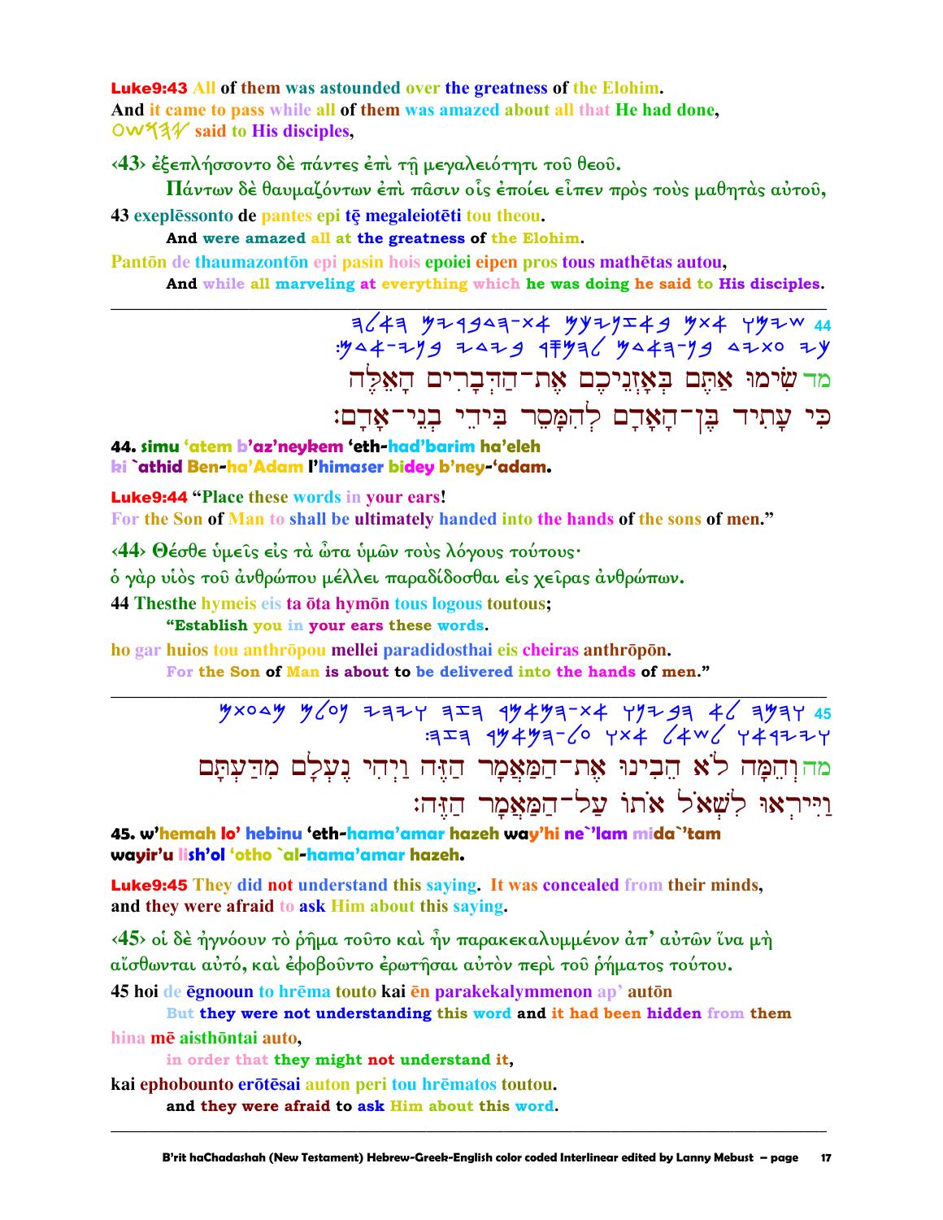**Luke9:43** All of them was astounded over the greatness of the Elohim.
And it came to pass while all of them was amazed about all that He had done,
OWY3Y said to His disciples,

‹43› ἐξεπλήσσοντο δὲ πάντες ἐπὶ τῇ μεγαλειότητι τοῦ θεοῦ.
Πάντων δὲ θαυμαζόντων ἐπὶ πᾶσιν οἷς ἐποίει εἶπεν πρὸς τοὺς μαθητὰς αὐτοῦ,

43 exeplēssonto de pantes epi tē megaleiotēti tou theou.
And were amazed all at the greatness of the Elohim.

Pantōn de thaumazontōn epi pasin hois epoiei eipen pros tous mathētas autou,
And while all marveling at everything which he was doing he said to His disciples.

---

מד שִׂימוּ אַתֶּם בְּאָזְנֵיכֶם אֶת־הַדְּבָרִים הָאֵלֶּה
כִּי עָתִיד בֶּן־הָאָדָם לְהִמָּסֵר בִּידֵי בְנֵי־אָדָם׃

**44. simu 'atem b'az'neykem 'eth-had'barim ha'eleh**
**ki `athid Ben-ha'Adam l'himaser bidey b'ney-'adam.**

**Luke9:44** "Place these words in your ears!
For the Son of Man to shall be ultimately handed into the hands of the sons of men."

‹44› Θέσθε ὑμεῖς εἰς τὰ ὦτα ὑμῶν τοὺς λόγους τούτους·
ὁ γὰρ υἱὸς τοῦ ἀνθρώπου μέλλει παραδίδοσθαι εἰς χεῖρας ἀνθρώπων.

44 Thesthe hymeis eis ta ōta hymōn tous logous toutous;
"Establish you in your ears these words.

ho gar huios tou anthrōpou mellei paradidosthai eis cheiras anthrōpōn.
For the Son of Man is about to be delivered into the hands of men."

---

מה וְהֵמָּה לֹא הֵבִינוּ אֶת־הַמַּאֲמָר הַזֶּה וַיְהִי נֶעְלָם מִדַּעְתָּם
וַיִּירְאוּ לִשְׁאֹל אֹתוֹ עַל־הַמַּאֲמָר הַזֶּה׃

**45. w'hemah lo' hebinu 'eth-hama'amar hazeh way'hi ne`'lam mida`'tam**
**wayir'u lish'ol 'otho `al-hama'amar hazeh.**

**Luke9:45** They did not understand this saying. It was concealed from their minds,
and they were afraid to ask Him about this saying.

‹45› οἱ δὲ ἠγνόουν τὸ ῥῆμα τοῦτο καὶ ἦν παρακεκαλυμμένον ἀπ' αὐτῶν ἵνα μὴ αἴσθωνται αὐτό, καὶ ἐφοβοῦντο ἐρωτῆσαι αὐτὸν περὶ τοῦ ῥήματος τούτου.

45 hoi de ēgnooun to hrēma touto kai ēn parakekalymmenon ap' autōn
But they were not understanding this word and it had been hidden from them

hina mē aisthōntai auto,
in order that they might not understand it,

kai ephobounto erōtēsai auton peri tou hrēmatos toutou.
and they were afraid to ask Him about this word.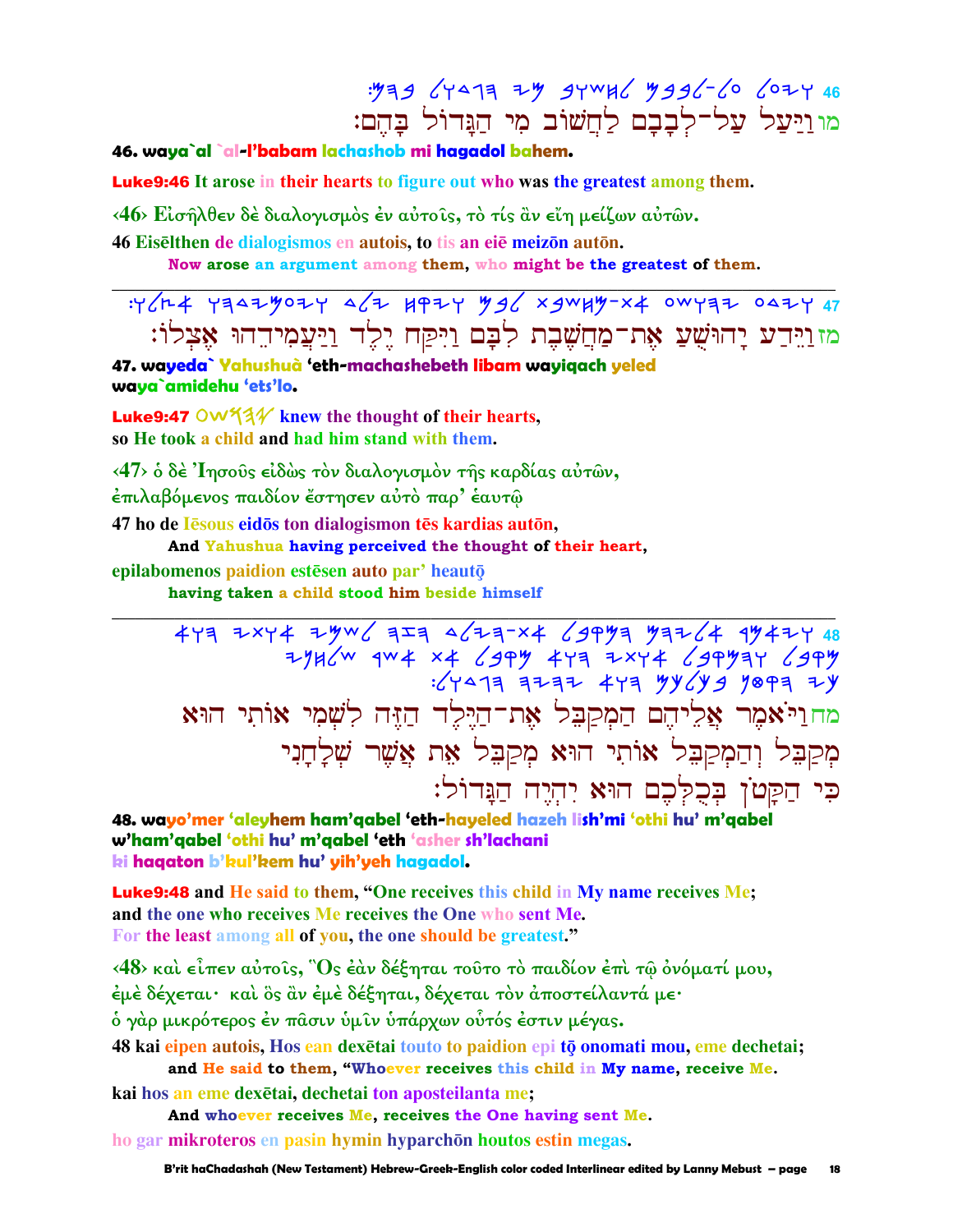𐤅𐤉𐤏𐤋 𐤏𐤋-𐤋𐤁𐤁𐤌 𐤋𐤇𐤔𐤅𐤁 𐤌𐤉 𐤄𐤂𐤃𐤅𐤋 𐤁𐤄𐤌: 46

מו וַיַּעַל עַל-לְבָבָם לַחְשׁוֹב מִי הַגָּדוֹל בָּהֶם:

**46. waya`al `al-l'babam lachashob mi hagadol bahem.**

**Luke9:46 It arose in their hearts to figure out who was the greatest among them.**

‹46› Εἰσῆλθεν δὲ διαλογισμὸς ἐν αὐτοῖς, τὸ τίς ἂν εἴη μείζων αὐτῶν.

46 Eisēlthen de dialogismos en autois, to tis an eiē meizōn autōn.

**Now arose an argument among them, who might be the greatest of them.**

---

𐤅𐤉𐤃𐤏 𐤉𐤄𐤅𐤔𐤏 𐤀𐤕-𐤌𐤇𐤔𐤁𐤕 𐤋𐤁𐤌 𐤅𐤉𐤒𐤇 𐤉𐤋𐤃 𐤅𐤉𐤏𐤌𐤉𐤃𐤄𐤅 𐤀𐤑𐤋𐤅: 47

מז וַיֵּדַע יָהוּשֻׁעַ אֶת-מַחֲשֶׁבֶת לִבָּם וַיִּקַּח יֶלֶד וַיַּעֲמִידֵהוּ אֶצְלוֹ:

**47. wayeda` Yahushua 'eth-machashebeth libam wayiqach yeled waya`amidehu 'ets'lo.**

**Luke9:47 𐤉𐤄𐤅𐤔𐤏 knew the thought of their hearts, so He took a child and had him stand with them.**

‹47› ὁ δὲ Ἰησοῦς εἰδὼς τὸν διαλογισμὸν τῆς καρδίας αὐτῶν, ἐπιλαβόμενος παιδίον ἔστησεν αὐτὸ παρ' ἑαυτῷ

47 ho de Iēsous eidōs ton dialogismon tēs kardias autōn,

**And Yahushua having perceived the thought of their heart,**

epilabomenos paidion estēsen auto par' heautō̧

**having taken a child stood him beside himself**

---

𐤅𐤉𐤀𐤌𐤓 𐤀𐤋𐤉𐤄𐤌 𐤄𐤌𐤒𐤁𐤋 𐤀𐤕-𐤄𐤉𐤋𐤃 𐤄𐤆𐤄 𐤋𐤔𐤌𐤉 𐤀𐤅𐤕𐤉 𐤄𐤅𐤀 48
𐤌𐤒𐤁𐤋 𐤅𐤄𐤌𐤒𐤁𐤋 𐤀𐤅𐤕𐤉 𐤄𐤅𐤀 𐤌𐤒𐤁𐤋 𐤀𐤕 𐤀𐤔𐤓 𐤔𐤋𐤇𐤍𐤉
𐤊𐤉 𐤄𐤒𐤈𐤍 𐤁𐤊𐤋𐤊𐤌 𐤄𐤅𐤀 𐤉𐤄𐤉𐤄 𐤄𐤂𐤃𐤅𐤋:

מח וַיֹּאמֶר אֲלֵיהֶם הַמְקַבֵּל אֶת-הַיֶּלֶד הַזֶּה לִשְׁמִי אוֹתִי הוּא
מְקַבֵּל וְהַמְקַבֵּל אוֹתִי הוּא מְקַבֵּל אֶת אֲשֶׁר שְׁלָחָנִי
כִּי הַקָּטֹן בְּכֻלְּכֶם הוּא יִהְיֶה הַגָּדוֹל:

**48. wayo'mer 'aleyhem ham'qabel 'eth-hayeled hazeh lish'mi 'othi hu' m'qabel w'ham'qabel 'othi hu' m'qabel 'eth 'asher sh'lachani ki haqaton b'kul'kem hu' yih'yeh hagadol.**

**Luke9:48 and He said to them, "One receives this child in My name receives Me; and the one who receives Me receives the One who sent Me. For the least among all of you, the one should be greatest."**

‹48› καὶ εἶπεν αὐτοῖς, Ὃς ἐὰν δέξηται τοῦτο τὸ παιδίον ἐπὶ τῷ ὀνόματί μου, ἐμὲ δέχεται· καὶ ὃς ἂν ἐμὲ δέξηται, δέχεται τὸν ἀποστείλαντά με· ὁ γὰρ μικρότερος ἐν πᾶσιν ὑμῖν ὑπάρχων οὗτός ἐστιν μέγας.

48 kai eipen autois, Hos ean dexētai touto to paidion epi tō̧ onomati mou, eme dechetai;

**and He said to them, "Whoever receives this child in My name, receive Me.**

kai hos an eme dexētai, dechetai ton aposteilanta me;

**And whoever receives Me, receives the One having sent Me.**

ho gar mikroteros en pasin hymin hyparchōn houtos estin megas.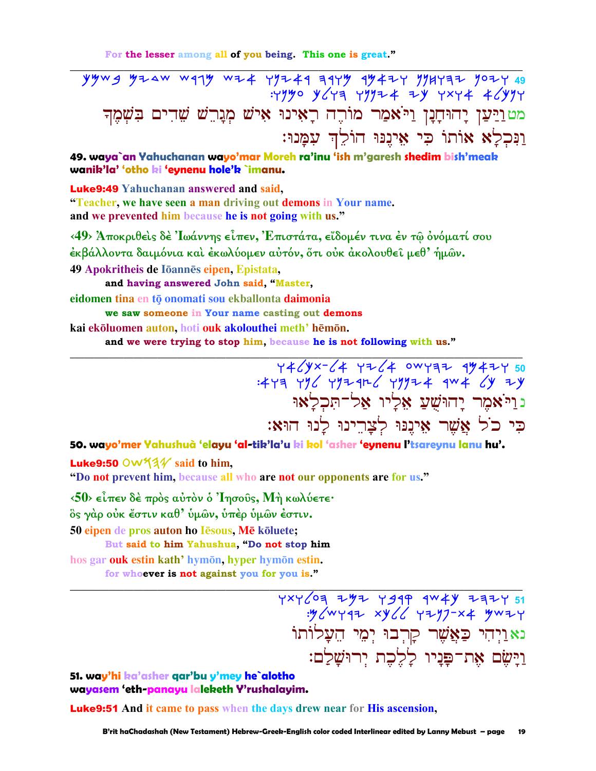For the lesser among all of you being. This one is great."

---

𐤌𐤈 𐤅𐤉𐤏𐤍 𐤉𐤄𐤅𐤇𐤍𐤍 𐤅𐤉𐤀𐤌𐤓 𐤌𐤅𐤓𐤄 𐤓𐤀𐤉𐤍𐤅 𐤀𐤉𐤔 𐤌𐤂𐤓𐤔 𐤔𐤃𐤉𐤌 𐤁𐤔𐤌𐤊 𐤅𐤍𐤊𐤋𐤀 𐤀𐤅𐤕𐤅 𐤊𐤉 𐤀𐤉𐤍𐤍𐤅 𐤄𐤅𐤋𐤊 𐤏𐤌𐤍𐤅: 49

מט וַיַּעַן יָהוּחָנָן וַיֹּאמַר מוֹרֶה רָאִינוּ אִישׁ מְגָרֵשׁ שֵׁדִים בִּשְׁמֶךָ וַנִּכְלָא אוֹתוֹ כִּי אֵינֶנּוּ הוֹלֵךְ עִמָּנוּ:

**49. waya`an Yahuchanan wayo'mar Moreh ra'inu 'ish m'garesh shedim bish'meak wanik'la' 'otho ki 'eynenu hole'k `imanu.**

**Luke9:49** Yahuchanan answered and said,
"Teacher, we have seen a man driving out demons in Your name.
and we prevented him because he is not going with us."

‹49› Ἀποκριθεὶς δὲ Ἰωάννης εἶπεν, Ἐπιστάτα, εἴδομέν τινα ἐν τῷ ὀνόματί σου ἐκβάλλοντα δαιμόνια καὶ ἐκωλύομεν αὐτόν, ὅτι οὐκ ἀκολουθεῖ μεθ' ἡμῶν.

49 Apokritheis de Iōannēs eipen, Epistata,
**and having answered John said, "Master,**
eidomen tina en tō onomati sou ekballonta daimonia
**we saw someone in Your name casting out demons**
kai ekōluomen auton, hoti ouk akolouthei meth' hēmōn.
**and we were trying to stop him, because he is not following with us."**

---

𐤅𐤉𐤀𐤌𐤓 𐤉𐤄𐤅𐤔𐤏 𐤀𐤋𐤉𐤅 𐤀𐤋-𐤕𐤊𐤋𐤀𐤅 𐤊𐤉 𐤊𐤋 𐤀𐤔𐤓 𐤀𐤉𐤍𐤍𐤅 𐤋𐤑𐤓𐤉𐤍𐤅 𐤋𐤍𐤅 𐤄𐤅𐤀: 50

נ וַיֹּאמֶר יָהוּשֻׁעַ אֵלָיו אַל-תִּכְלָאוּ כִּי כֹל אֲשֶׁר אֵינֶנּוּ לְצָרֵינוּ לָנוּ הוּא:

**50. wayo'mer Yahushuà 'elayu 'al-tik'la'u ki kol 'asher 'eynenu l'tsareynu lanu hu'.**

**Luke9:50** 𐤏𐤔𐤅𐤄𐤉 said to him,
"Do not prevent him, because all who are not our opponents are for us."

‹50› εἶπεν δὲ πρὸς αὐτὸν ὁ Ἰησοῦς, Μὴ κωλύετε· ὃς γὰρ οὐκ ἔστιν καθ' ὑμῶν, ὑπὲρ ὑμῶν ἐστιν.

50 eipen de pros auton ho Iēsous, Mē kōluete;
**But said to him Yahushua, "Do not stop him**
hos gar ouk estin kath' hymōn, hyper hymōn estin.
**for whoever is not against you for you is."**

---

𐤅𐤉𐤄𐤉 𐤊𐤀𐤔𐤓 𐤒𐤓𐤁𐤅 𐤉𐤌𐤉 𐤄𐤏𐤋𐤅𐤕𐤅 𐤅𐤉𐤔𐤌 𐤀𐤕-𐤐𐤍𐤉𐤅 𐤋𐤋𐤊𐤕 𐤉𐤓𐤅𐤔𐤋𐤌: 51

נא וַיְהִי כַּאֲשֶׁר קָרְבוּ יְמֵי הֵעָלוֹתוֹ וַיָּשֶׂם אֶת-פָּנָיו לָלֶכֶת יְרוּשָׁלַם:

**51. way'hi ka'asher qar'bu y'mey he`alotho wayasem 'eth-panayu laleketh Y'rushalayim.**

**Luke9:51** And it came to pass when the days drew near for His ascension,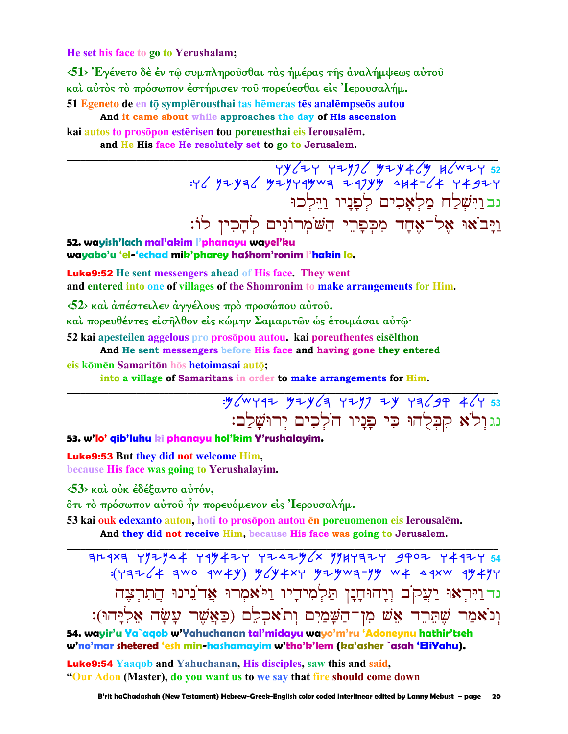He set his face to go to Yerushalam;

‹51› Ἐγένετο δὲ ἐν τῷ συμπληροῦσθαι τὰς ἡμέρας τῆς ἀναλήμψεως αὐτοῦ καὶ αὐτὸς τὸ πρόσωπον ἐστήρισεν τοῦ πορεύεσθαι εἰς Ἰερουσαλήμ.

51 Egeneto de en tō symplērousthai tas hēmeras tēs analēmpseōs autou
And it came about while approaches the day of His ascension

kai autos to prosōpon estērisen tou poreuesthai eis Ierousalēm.
and He His face He resolutely set to go to Jerusalem.

---

נב וַיִּשְׁלַח מַלְאָכִים לְפָנָיו וַיֵּלְכוּ
וַיָּבֹאוּ אֶל־אֶחָד מִכְּפָרֵי הַשֹּׁמְרוֹנִים לְהָכִין לוֹ:

**52. wayish'lach mal'akim l'phanayu wayel'ku**
**wayabo'u 'el-'echad mik'pharey haShom'ronim l'hakin lo.**

**Luke9:52** He sent messengers ahead of His face. They went
and entered into one of villages of the Shomronim to make arrangements for Him.

‹52› καὶ ἀπέστειλεν ἀγγέλους πρὸ προσώπου αὐτοῦ.
καὶ πορευθέντες εἰσῆλθον εἰς κώμην Σαμαριτῶν ὡς ἑτοιμάσαι αὐτῷ·

52 kai apesteilen aggelous pro prosōpou autou. kai poreuthentes eisēlthon
And He sent messengers before His face and having gone they entered

eis kōmēn Samaritōn hōs hetoimasai autō;
into a village of Samaritans in order to make arrangements for Him.

---

נג וְלֹא קִבְּלֻהוּ כִּי פָנָיו הֹלְכִים יְרוּשָׁלָםִ:

**53. w'lo' qib'luhu ki phanayu hol'kim Y'rushalayim.**

**Luke9:53** But they did not welcome Him,
because His face was going to Yerushalayim.

‹53› καὶ οὐκ ἐδέξαντο αὐτόν,
ὅτι τὸ πρόσωπον αὐτοῦ ἦν πορευόμενον εἰς Ἰερουσαλήμ.

53 kai ouk edexanto auton, hoti to prosōpon autou ēn poreuomenon eis Ierousalēm.
And they did not receive Him, because His face was going to Jerusalem.

---

נד וַיִּרְאוּ יַעֲקֹב וְיָהוּחָנָן תַּלְמִידָיו וַיֹּאמְרוּ אֲדֹנֵינוּ הֲתִרְצֶה
וְנֹאמַר שֶׁתֵּרֶד אֵשׁ מִן־הַשָּׁמַיִם וְתֹאכְלֵם (כַּאֲשֶׁר עָשָׂה אֵלִיָּהוּ):

**54. wayir'u Ya`aqob w'Yahuchanan tal'midayu wayo'm'ru 'Adoneynu hathir'tseh**
**w'no'mar shetered 'esh min-hashamayim w'tho'k'lem (ka'asher `asah 'EliYahu).**

**Luke9:54** Yaaqob and Yahuchanan, His disciples, saw this and said,
"Our Adon (Master), do you want us to we say that fire should come down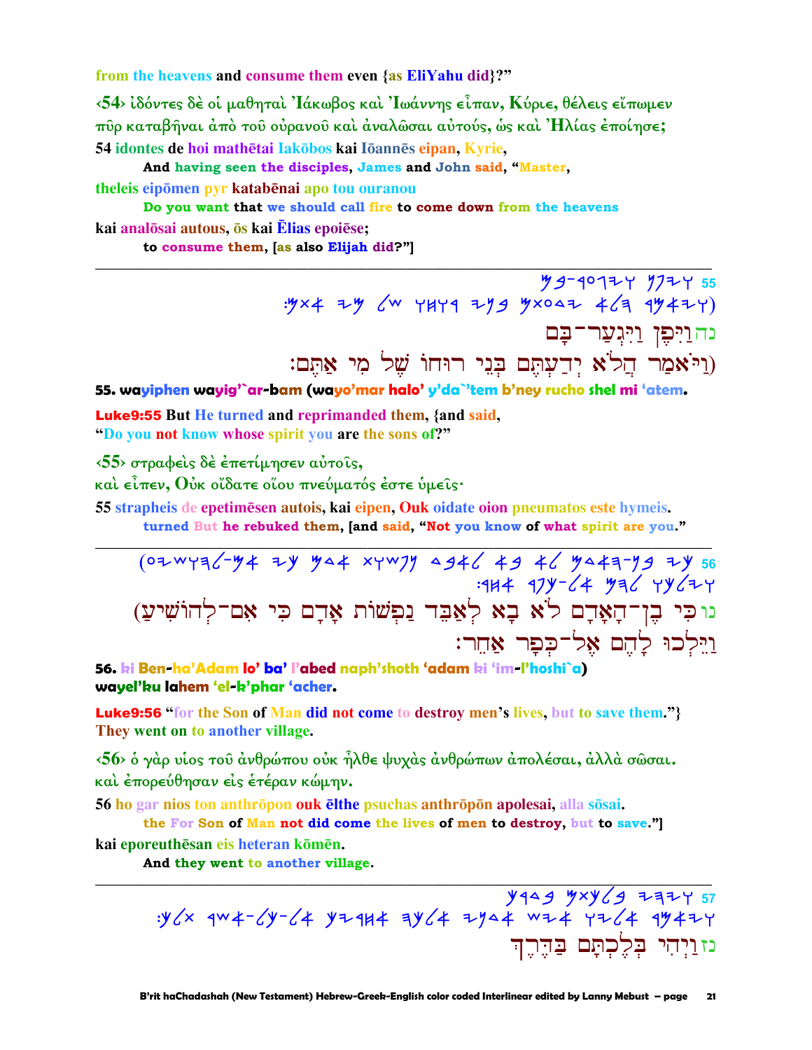from the heavens and consume them even {as EliYahu did}?"

‹54› ἰδόντες δὲ οἱ μαθηταὶ Ἰάκωβος καὶ Ἰωάννης εἶπαν, Κύριε, θέλεις εἴπωμεν πῦρ καταβῆναι ἀπὸ τοῦ οὐρανοῦ καὶ ἀναλῶσαι αὐτούς, ὡς καὶ Ἠλίας ἐποίησε;

54 idontes de hoi mathētai Iakōbos kai Iōannēs eipan, Kyrie,
 And having seen the disciples, James and John said, "Master,

theleis eipōmen pyr katabēnai apo tou ouranou
 Do you want that we should call fire to come down from the heavens

kai analōsai autous, ōs kai Ēlias epoiēse;
 to consume them, [as also Elijah did?"]

---

55 ויפן ויגער-בם
(ויאמר הלא ידעתם בני רוחו של מי אתם:

נה וַיִּפֶן וַיִּגְעַר־בָּם
(וַיֹּאמַר הֲלֹא יְדַעְתֶּם בְּנֵי רוּחוֹ שֶׁל מִי אַתֶּם:

**55. wayiphen wayig'`ar-bam (wayo'mar halo' y'da`'tem b'ney rucho shel mi 'atem.**

**Luke9:55** But He turned and reprimanded them, {and said, "Do you not know whose spirit you are the sons of?"

‹55› στραφεὶς δὲ ἐπετίμησεν αὐτοῖς,
καὶ εἶπεν, Οὐκ οἴδατε οἵου πνεύματός ἐστε ὑμεῖς·

55 strapheis de epetimēsen autois, kai eipen, Ouk oidate oion pneumatos este hymeis.
 turned But he rebuked them, [and said, "Not you know of what spirit are you."

---

56 כי בן-האדם לא בא לאבד נפשות אדם כי אם-להושיע)
וילכו להם אל-כפר אחר:

נו כִּי בֶן־הָאָדָם לֹא בָא לְאַבֵּד נַפְשׁוֹת אָדָם כִּי אִם־לְהוֹשִׁיעַ)
וַיֵּלְכוּ לָהֶם אֶל־כְּפָר אַחֵר:

**56. ki Ben-ha'Adam lo' ba' l'abed naph'shoth 'adam ki 'im-l'hoshi`a)
wayel'ku lahem 'el-k'phar 'acher.**

**Luke9:56** "for the Son of Man did not come to destroy men's lives, but to save them."}
They went on to another village.

‹56› ὁ γὰρ υἱος τοῦ ἀνθρώπου οὐκ ἦλθε ψυχὰς ἀνθρώπων ἀπολέσαι, ἀλλὰ σῶσαι.
καὶ ἐπορεύθησαν εἰς ἑτέραν κώμην.

56 ho gar nios ton anthrōpon ouk ēlthe psuchas anthrōpōn apolesai, alla sōsai.
 the For Son of Man not did come the lives of men to destroy, but to save."]

kai eporeuthēsan eis heteran kōmēn.
 And they went to another village.

---

57 ויהי בלכתם בדרך
ויאמר אליו איש אחד אלכה אחריך אל-כל-אשר תלך:

נז וַיְהִי בְּלֶכְתָּם בַּדֶּרֶךְ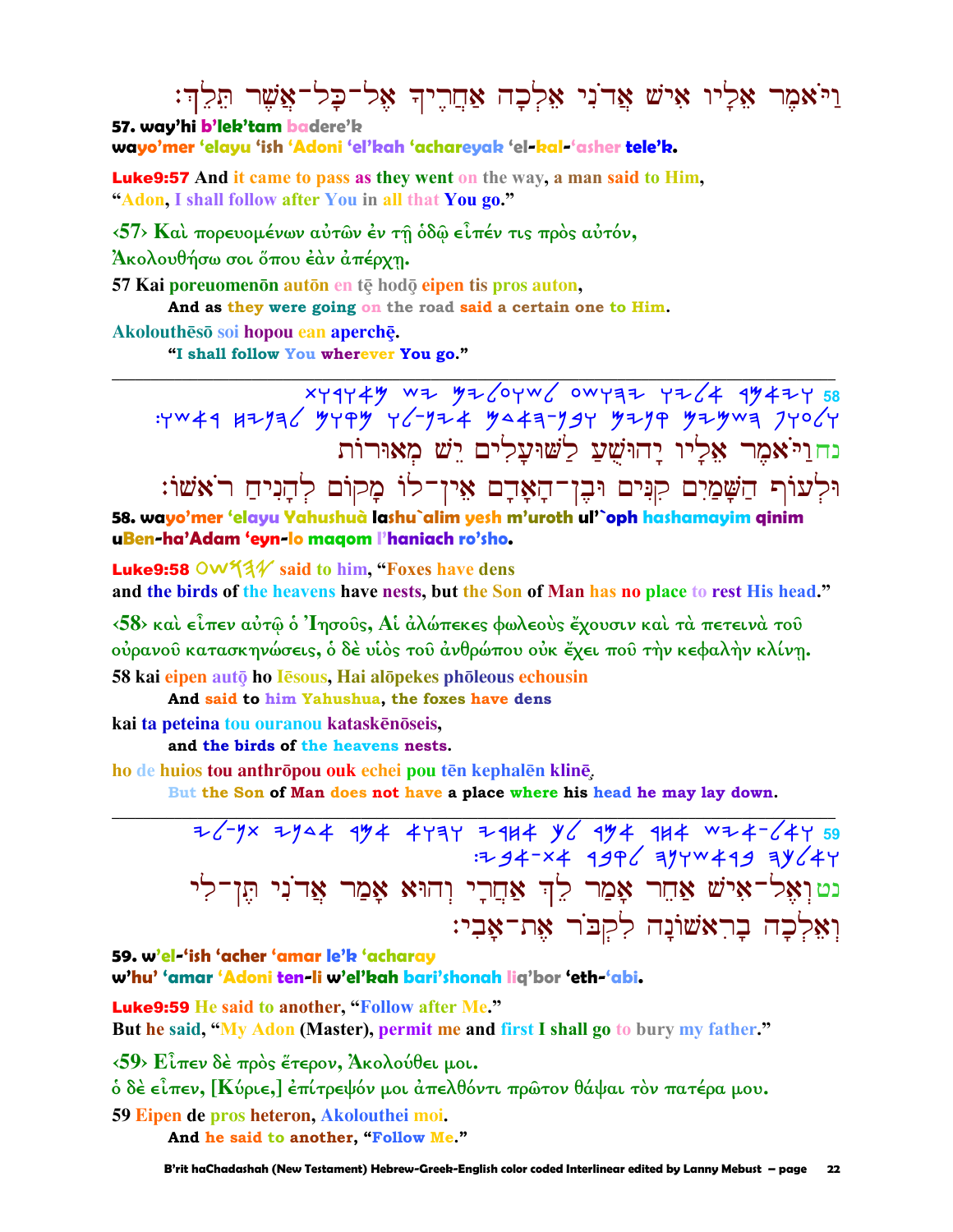:וַיֹּאמֶר אֵלָיו אִישׁ אֲדֹנִי אֵלְכָה אַחֲרֶיךָ אֶל־כָּל־אֲשֶׁר תֵּלֵךְ

**57. way'hi b'lek'tam badere'k**
**wayo'mer 'elayu 'ish 'Adoni 'el'kah 'achareyak 'el-kal-'asher tele'k.**

**Luke9:57** And it came to pass as they went on the way, a man said to Him, "Adon, I shall follow after You in all that You go."

‹57› Καὶ πορευομένων αὐτῶν ἐν τῇ ὁδῷ εἶπέν τις πρὸς αὐτόν, Ἀκολουθήσω σοι ὅπου ἐὰν ἀπέρχῃ.

57 Kai poreuomenōn autōn en tē hodō eipen tis pros auton,
**And as they were going on the road said a certain one to Him.**

Akolouthēsō soi hopou ean aperchē.
**"I shall follow You wherever You go."**

---

נח וַיֹּאמֶר אֵלָיו יָהוּשֻׁעַ לַשּׁוּעָלִים יֵשׁ מְאוּרוֹת
:וּלְעוֹף הַשָּׁמַיִם קִנִּים וּבֶן־הָאָדָם אֵין־לוֹ מָקוֹם לְהָנִיחַ רֹאשׁוֹ

**58. wayo'mer 'elayu Yahushuà lashu`alim yesh m'uroth ul'`oph hashamayim qinim uBen-ha'Adam 'eyn-lo maqom l'haniach ro'sho.**

**Luke9:58** said to him, "Foxes have dens and the birds of the heavens have nests, but the Son of Man has no place to rest His head."

‹58› καὶ εἶπεν αὐτῷ ὁ Ἰησοῦς, Αἱ ἀλώπεκες φωλεοὺς ἔχουσιν καὶ τὰ πετεινὰ τοῦ οὐρανοῦ κατασκηνώσεις, ὁ δὲ υἱὸς τοῦ ἀνθρώπου οὐκ ἔχει ποῦ τὴν κεφαλὴν κλίνῃ.

58 kai eipen autō ho Iēsous, Hai alōpekes phōleous echousin
**And said to him Yahushua, the foxes have dens**

kai ta peteina tou ouranou kataskēnōseis,
**and the birds of the heavens nests.**

ho de huios tou anthrōpou ouk echei pou tēn kephalēn klinȩ̄
**But the Son of Man does not have a place where his head he may lay down.**

---

נט וְאֶל־אִישׁ אַחֵר אָמַר לֵךְ אַחֲרָי וְהוּא אָמַר אֲדֹנִי תֶּן־לִי
:וְאֵלְכָה בָרִאשׁוֹנָה לִקְבֹּר אֶת־אָבִי

**59. w'el-'ish 'acher 'amar le'k 'acharay**
**w'hu' 'amar 'Adoni ten-li w'el'kah bari'shonah liq'bor 'eth-'abi.**

**Luke9:59** He said to another, "Follow after Me." But he said, "My Adon (Master), permit me and first I shall go to bury my father."

‹59› Εἶπεν δὲ πρὸς ἕτερον, Ἀκολούθει μοι.
ὁ δὲ εἶπεν, [Κύριε,] ἐπίτρεψόν μοι ἀπελθόντι πρῶτον θάψαι τὸν πατέρα μου.

59 Eipen de pros heteron, Akolouthei moi.
**And he said to another, "Follow Me."**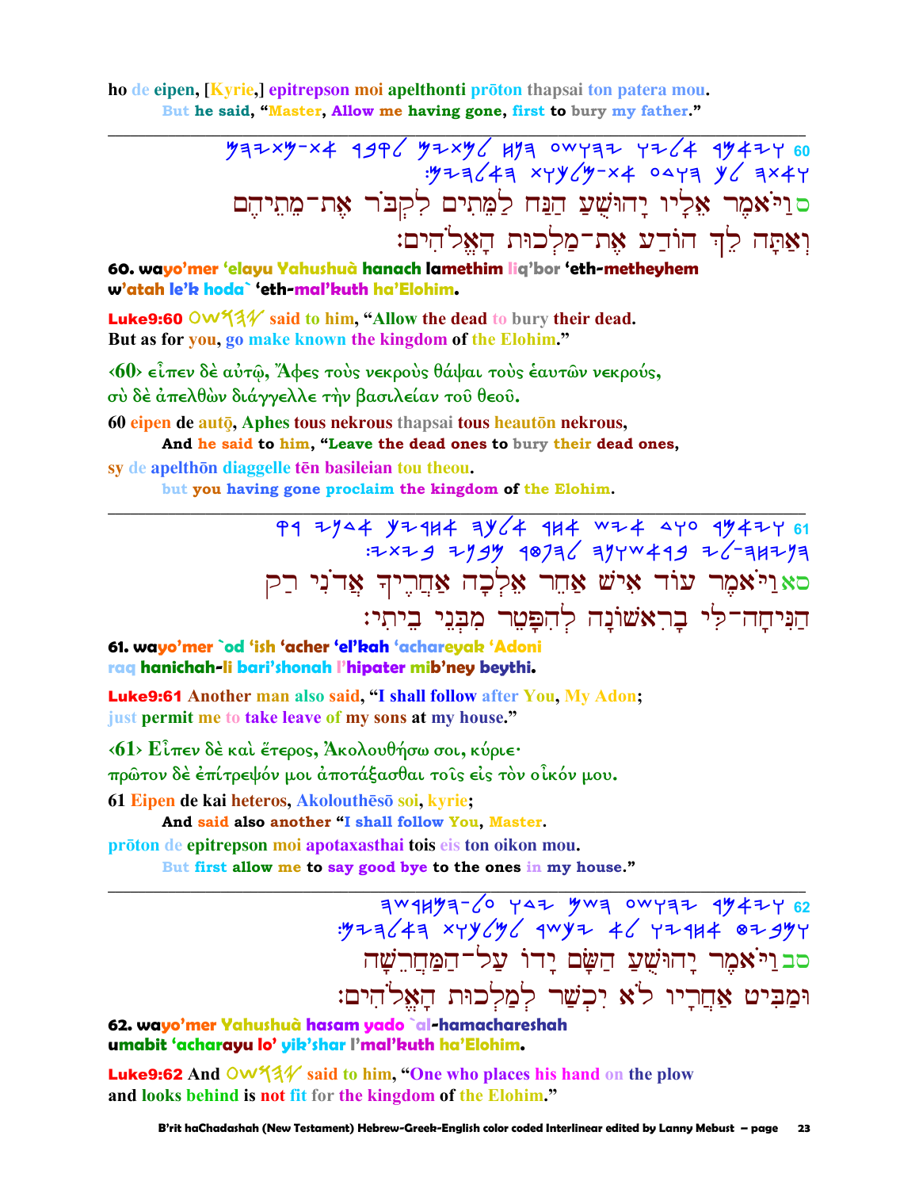ho de eipen, [Kyrie,] epitrepson moi apelthonti prōton thapsai ton patera mou.
But he said, "Master, Allow me having gone, first to bury my father."

---

60 ויאמר אליו יהושע הנח למתים לקבר את־מתיהם ואתה לך הודע את־מלכות האלהים׃

ס וַיֹּאמֶר אֵלָיו יְהוֹשֻׁעַ הַנַּח לַמֵּתִים לִקְבֹּר אֶת־מֵתֵיהֶם וְאַתָּה לֵךְ הוֹדַע אֶת־מַלְכוּת הָאֱלֹהִים׃

**60. wayo'mer 'elayu Yahushuà hanach lamethim liq'bor 'eth-metheyhem w'atah le'k hoda` 'eth-mal'kuth ha'Elohim.**

**Luke9:60 OWSHY said to him, "Allow the dead to bury their dead. But as for you, go make known the kingdom of the Elohim."**

‹60› εἶπεν δὲ αὐτῷ, Ἄφες τοὺς νεκροὺς θάψαι τοὺς ἑαυτῶν νεκρούς, σὺ δὲ ἀπελθὼν διάγγελλε τὴν βασιλείαν τοῦ θεοῦ.

60 eipen de autō, Aphes tous nekrous thapsai tous heautōn nekrous,
And he said to him, "Leave the dead ones to bury their dead ones,
sy de apelthōn diaggelle tēn basileian tou theou.
but you having gone proclaim the kingdom of the Elohim.

---

61 ויאמר עוד איש אחר אלכה אחריך אדני רק הניחה־לי בראשונה להפטר מבני ביתי׃

סא וַיֹּאמֶר עוֹד אִישׁ אַחֵר אֵלְכָה אַחֲרֶיךָ אֲדֹנִי רַק הַנִּיחָה־לִּי בָרִאשׁוֹנָה לְהִפָּטֵר מִבְּנֵי בֵיתִי׃

**61. wayo'mer `od 'ish 'acher 'el'kah 'achareyak 'Adoni raq hanichah-li bari'shonah l'hipater mib'ney beythi.**

**Luke9:61 Another man also said, "I shall follow after You, My Adon; just permit me to take leave of my sons at my house."**

‹61› Εἶπεν δὲ καὶ ἕτερος, Ἀκολουθήσω σοι, κύριε· πρῶτον δὲ ἐπίτρεψόν μοι ἀποτάξασθαι τοῖς εἰς τὸν οἶκόν μου.

61 Eipen de kai heteros, Akolouthēsō soi, kyrie;
And said also another "I shall follow You, Master.
prōton de epitrepson moi apotaxasthai tois eis ton oikon mou.
But first allow me to say good bye to the ones in my house."

---

62 ויאמר יהושע השם ידו על־המחרשה ומביט אחריו לא יכשר למלכות האלהים׃

סב וַיֹּאמֶר יְהוֹשֻׁעַ הַשָּׂם יָדוֹ עַל־הַמַּחֲרֵשָׁה וּמַבִּיט אַחֲרָיו לֹא יִכְשַׁר לְמַלְכוּת הָאֱלֹהִים׃

**62. wayo'mer Yahushuà hasam yado `al-hamachareshah umabit 'acharayu lo' yik'shar l'mal'kuth ha'Elohim.**

**Luke9:62 And OWSHY said to him, "One who places his hand on the plow and looks behind is not fit for the kingdom of the Elohim."**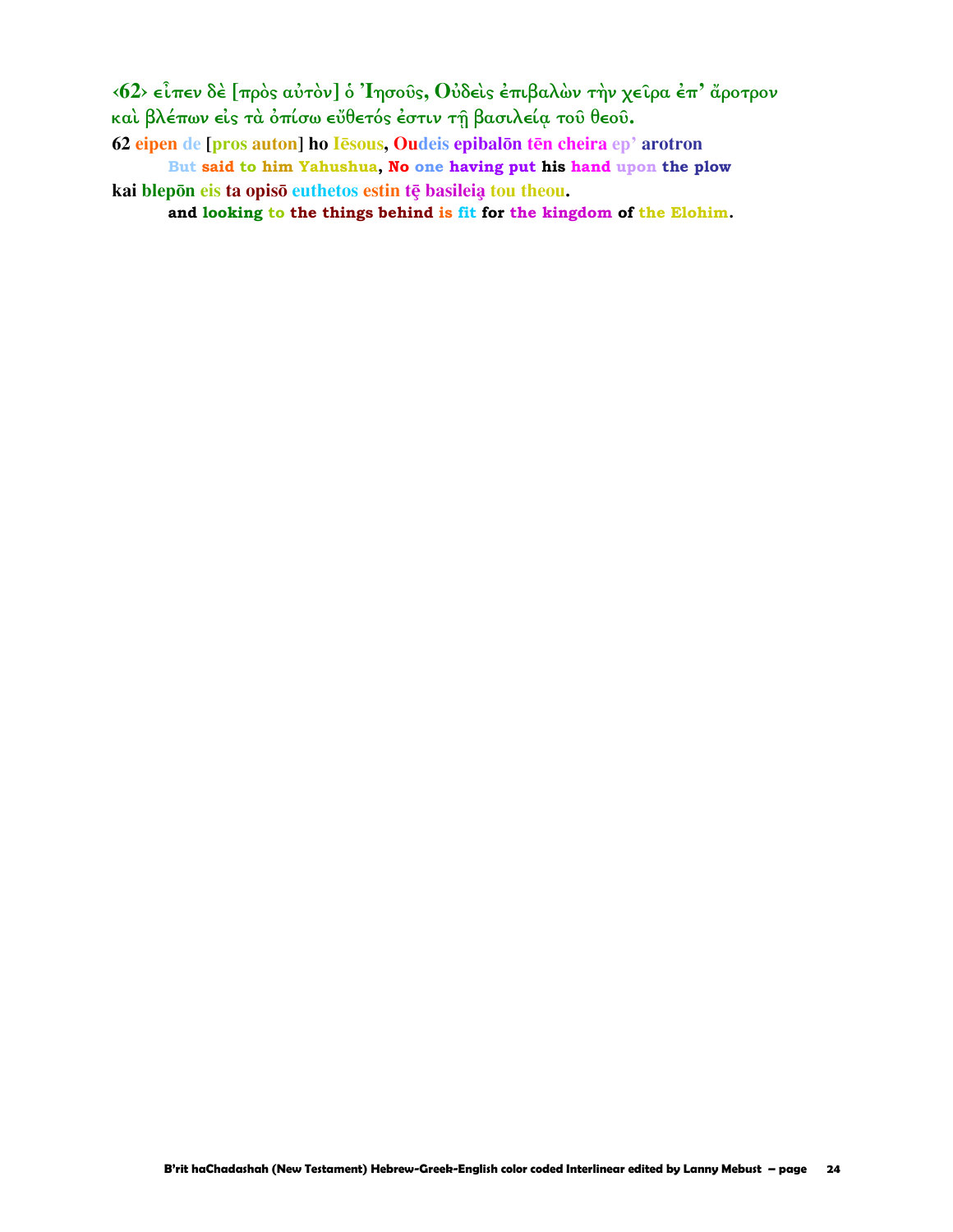‹62› εἶπεν δὲ [πρὸς αὐτὸν] ὁ Ἰησοῦς, Οὐδεὶς ἐπιβαλὼν τὴν χεῖρα ἐπ' ἄροτρον καὶ βλέπων εἰς τὰ ὀπίσω εὔθετός ἐστιν τῇ βασιλείᾳ τοῦ θεοῦ.

**62 eipen de [pros auton] ho Iēsous, Oudeis epibalōn tēn cheira ep' arotron**

**But said to him Yahushua, No one having put his hand upon the plow**

**kai blepōn eis ta opisō euthetos estin tȩ̄ basileia̧ tou theou.**

**and looking to the things behind is fit for the kingdom of the Elohim.**